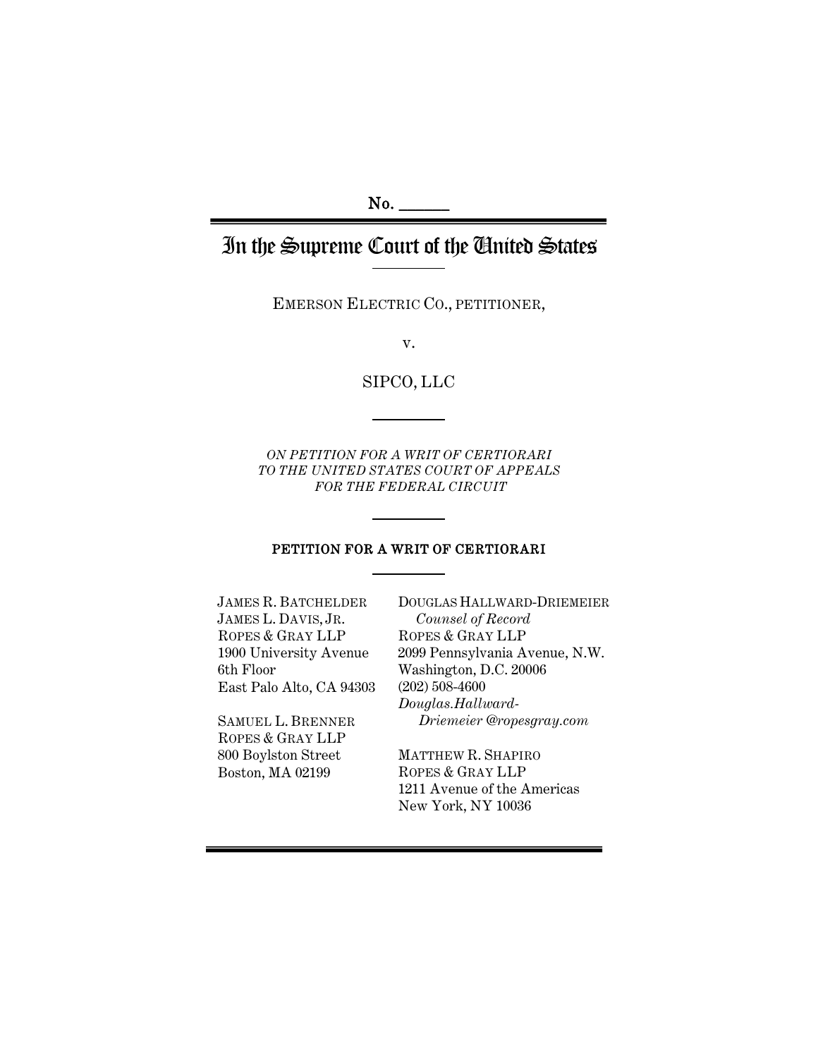No. ______

# In the Supreme Court of the United States

EMERSON ELECTRIC CO., PETITIONER,

v.

SIPCO, LLC

*ON PETITION FOR A WRIT OF CERTIORARI TO THE UNITED STATES COURT OF APPEALS FOR THE FEDERAL CIRCUIT*

## PETITION FOR A WRIT OF CERTIORARI

JAMES R. BATCHELDER
JAMES L. DAVIS, JR.
ROPES & GRAY LLP
1900 University Avenue
6th Floor
East Palo Alto, CA 94303

SAMUEL L. BRENNER
ROPES & GRAY LLP
800 Boylston Street
Boston, MA 02199

DOUGLAS HALLWARD-DRIEMEIER
*Counsel of Record*
ROPES & GRAY LLP
2099 Pennsylvania Avenue, N.W.
Washington, D.C. 20006
(202) 508-4600
*Douglas.Hallward-Driemeier @ropesgray.com*

MATTHEW R. SHAPIRO
ROPES & GRAY LLP
1211 Avenue of the Americas
New York, NY 10036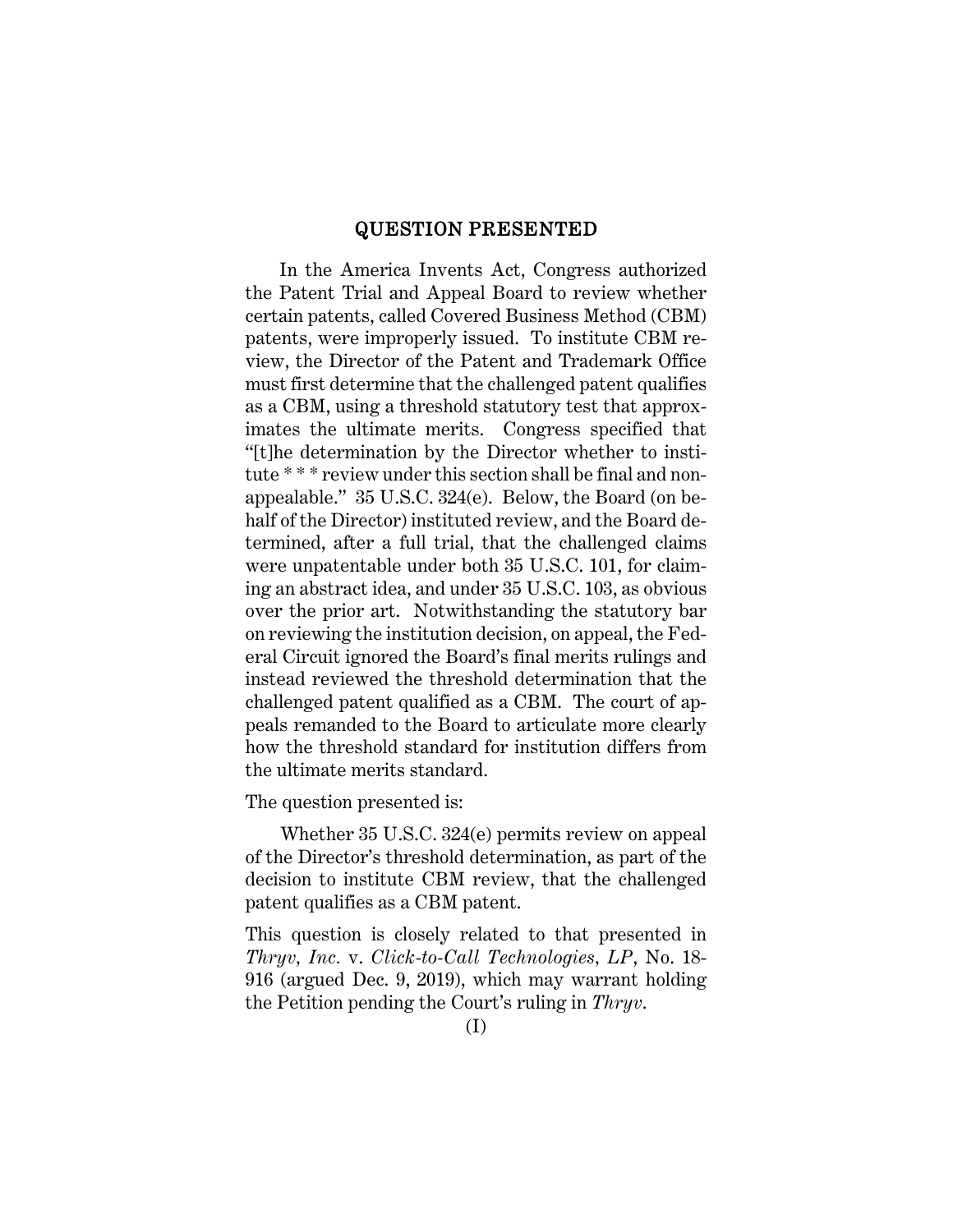## QUESTION PRESENTED

In the America Invents Act, Congress authorized the Patent Trial and Appeal Board to review whether certain patents, called Covered Business Method (CBM) patents, were improperly issued. To institute CBM review, the Director of the Patent and Trademark Office must first determine that the challenged patent qualifies as a CBM, using a threshold statutory test that approximates the ultimate merits. Congress specified that "[t]he determination by the Director whether to institute * * * review under this section shall be final and nonappealable." 35 U.S.C. 324(e). Below, the Board (on behalf of the Director) instituted review, and the Board determined, after a full trial, that the challenged claims were unpatentable under both 35 U.S.C. 101, for claiming an abstract idea, and under 35 U.S.C. 103, as obvious over the prior art. Notwithstanding the statutory bar on reviewing the institution decision, on appeal, the Federal Circuit ignored the Board's final merits rulings and instead reviewed the threshold determination that the challenged patent qualified as a CBM. The court of appeals remanded to the Board to articulate more clearly how the threshold standard for institution differs from the ultimate merits standard.

The question presented is:

Whether 35 U.S.C. 324(e) permits review on appeal of the Director's threshold determination, as part of the decision to institute CBM review, that the challenged patent qualifies as a CBM patent.

This question is closely related to that presented in *Thryv, Inc.* v. *Click-to-Call Technologies, LP*, No. 18-916 (argued Dec. 9, 2019), which may warrant holding the Petition pending the Court's ruling in *Thryv*.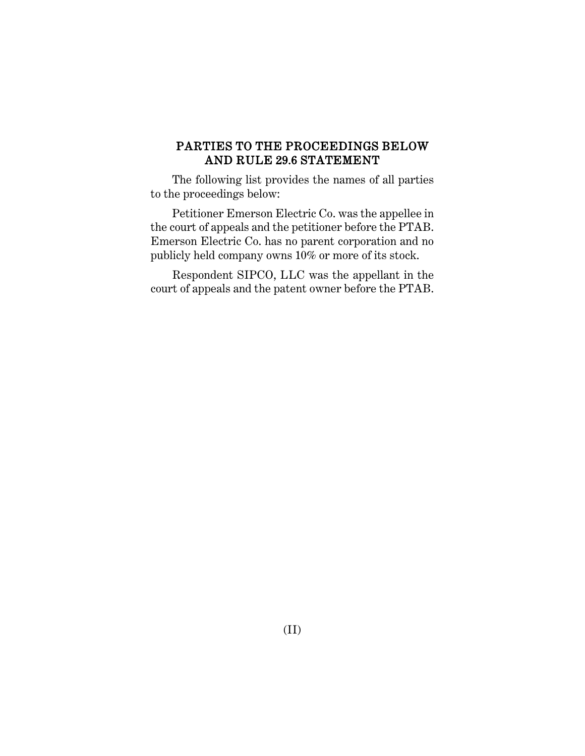## PARTIES TO THE PROCEEDINGS BELOW AND RULE 29.6 STATEMENT

The following list provides the names of all parties to the proceedings below:

Petitioner Emerson Electric Co. was the appellee in the court of appeals and the petitioner before the PTAB. Emerson Electric Co. has no parent corporation and no publicly held company owns 10% or more of its stock.

Respondent SIPCO, LLC was the appellant in the court of appeals and the patent owner before the PTAB.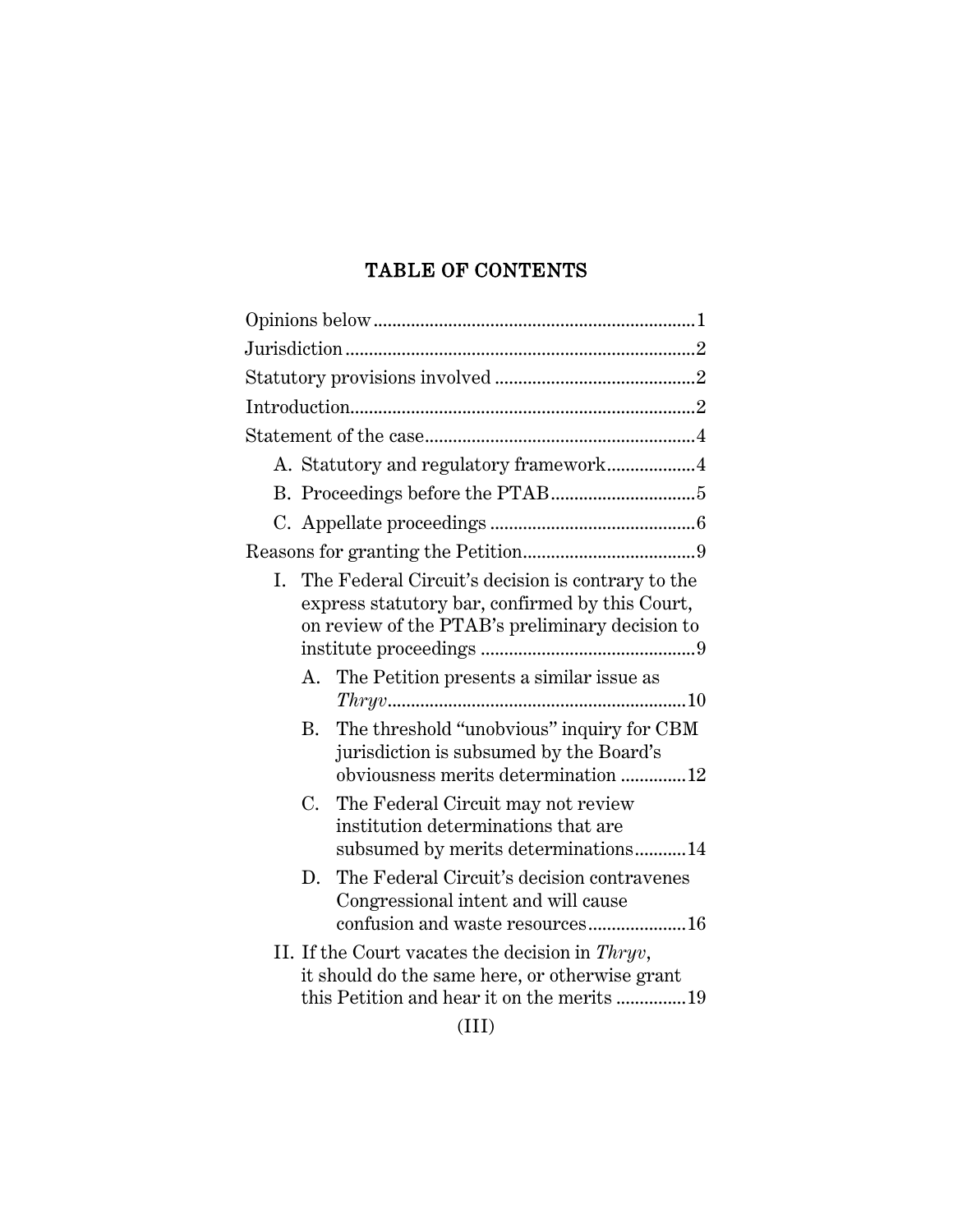## TABLE OF CONTENTS

Opinions below .....................................................................1

Jurisdiction ...........................................................................2

Statutory provisions involved ...........................................2

Introduction..........................................................................2

Statement of the case..........................................................4

- A. Statutory and regulatory framework...................4
- B. Proceedings before the PTAB...............................5
- C. Appellate proceedings ............................................6

Reasons for granting the Petition.....................................9

- I. The Federal Circuit's decision is contrary to the express statutory bar, confirmed by this Court, on review of the PTAB's preliminary decision to institute proceedings ..............................................9
  - A. The Petition presents a similar issue as *Thryv*...............................................................10
  - B. The threshold "unobvious" inquiry for CBM jurisdiction is subsumed by the Board's obviousness merits determination ..............12
  - C. The Federal Circuit may not review institution determinations that are subsumed by merits determinations...........14
  - D. The Federal Circuit's decision contravenes Congressional intent and will cause confusion and waste resources.....................16
- II. If the Court vacates the decision in *Thryv*, it should do the same here, or otherwise grant this Petition and hear it on the merits ...............19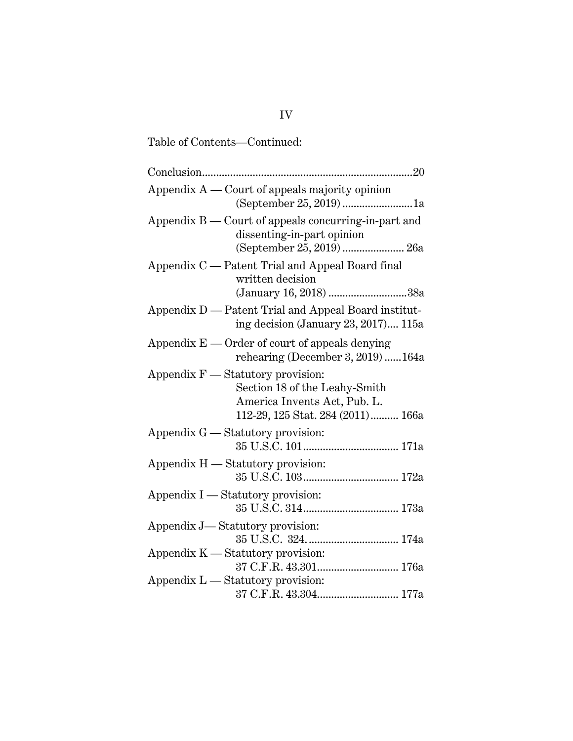Table of Contents—Continued:

Conclusion..........................................................................20

Appendix A — Court of appeals majority opinion (September 25, 2019) .........................1a

Appendix B — Court of appeals concurring-in-part and dissenting-in-part opinion (September 25, 2019) ...................... 26a

Appendix C — Patent Trial and Appeal Board final written decision (January 16, 2018) ............................38a

Appendix D — Patent Trial and Appeal Board instituting decision (January 23, 2017).... 115a

Appendix E — Order of court of appeals denying rehearing (December 3, 2019) ......164a

Appendix F — Statutory provision: Section 18 of the Leahy-Smith America Invents Act, Pub. L. 112-29, 125 Stat. 284 (2011).......... 166a

Appendix G — Statutory provision: 35 U.S.C. 101.................................. 171a

Appendix H — Statutory provision: 35 U.S.C. 103.................................. 172a

Appendix I — Statutory provision: 35 U.S.C. 314.................................. 173a

Appendix J— Statutory provision: 35 U.S.C. 324................................. 174a

Appendix K — Statutory provision: 37 C.F.R. 43.301............................. 176a

Appendix L — Statutory provision: 37 C.F.R. 43.304............................. 177a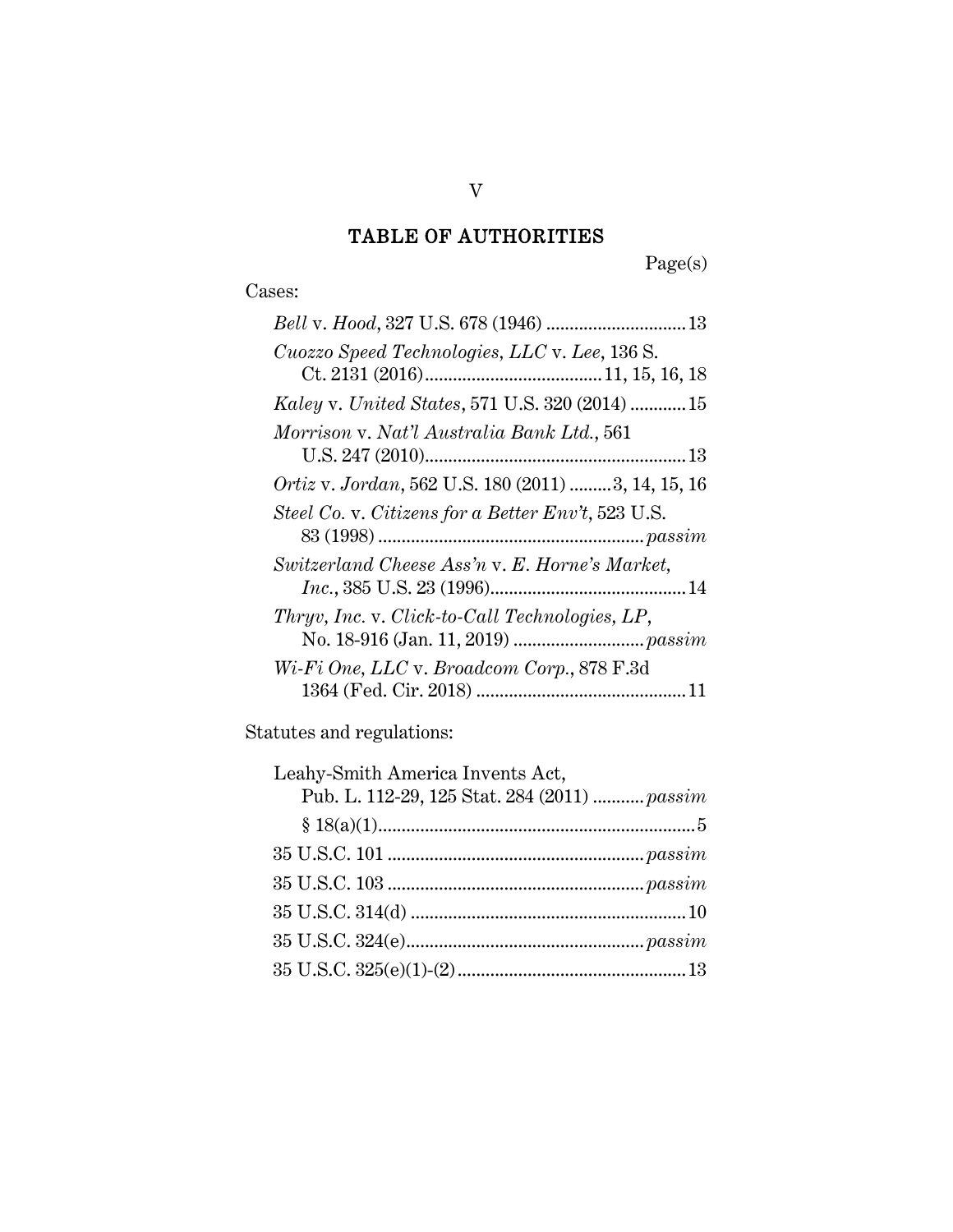## TABLE OF AUTHORITIES

Page(s)

Cases:

*Bell* v. *Hood*, 327 U.S. 678 (1946) .............................. 13

*Cuozzo Speed Technologies, LLC* v. *Lee*, 136 S. Ct. 2131 (2016)...................................... 11, 15, 16, 18

*Kaley* v. *United States*, 571 U.S. 320 (2014) ............ 15

*Morrison* v. *Nat'l Australia Bank Ltd.*, 561 U.S. 247 (2010)........................................................ 13

*Ortiz* v. *Jordan*, 562 U.S. 180 (2011) ......... 3, 14, 15, 16

*Steel Co.* v. *Citizens for a Better Env't*, 523 U.S. 83 (1998) ......................................................... *passim*

*Switzerland Cheese Ass'n* v. *E. Horne's Market, Inc.*, 385 U.S. 23 (1996).......................................... 14

*Thryv, Inc.* v. *Click-to-Call Technologies, LP*, No. 18-916 (Jan. 11, 2019) ............................ *passim*

*Wi-Fi One, LLC* v. *Broadcom Corp.*, 878 F.3d 1364 (Fed. Cir. 2018) ............................................ 11

Statutes and regulations:

Leahy-Smith America Invents Act, Pub. L. 112-29, 125 Stat. 284 (2011) ........... *passim*

§ 18(a)(1)..................................................................... 5

35 U.S.C. 101 ....................................................... *passim*

35 U.S.C. 103 ....................................................... *passim*

35 U.S.C. 314(d) ........................................................... 10

35 U.S.C. 324(e).................................................... *passim*

35 U.S.C. 325(e)(1)-(2)................................................. 13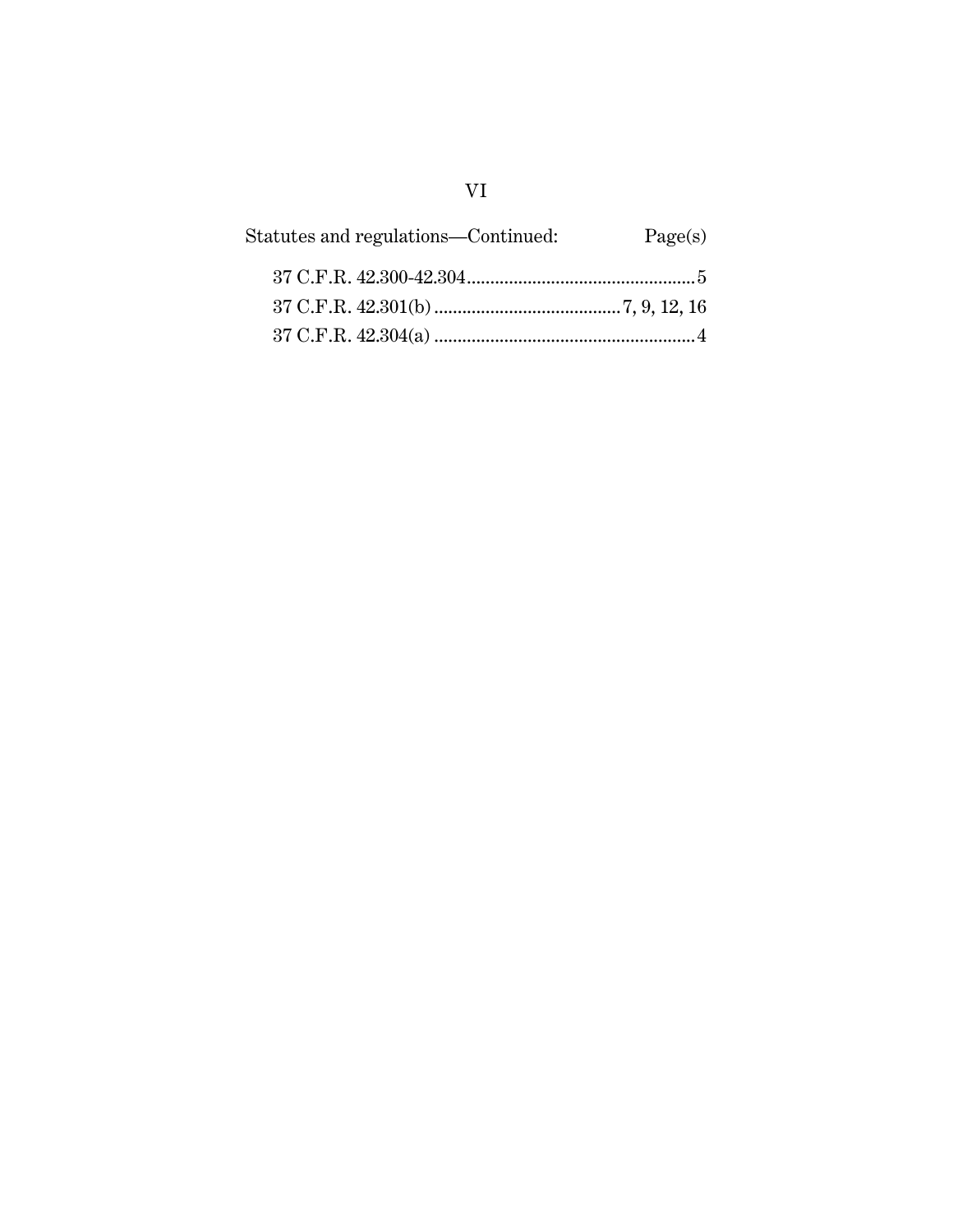Statutes and regulations—Continued: Page(s)

37 C.F.R. 42.300-42.304 ........................................ 5

37 C.F.R. 42.301(b) ........................................ 7, 9, 12, 16

37 C.F.R. 42.304(a) ........................................ 4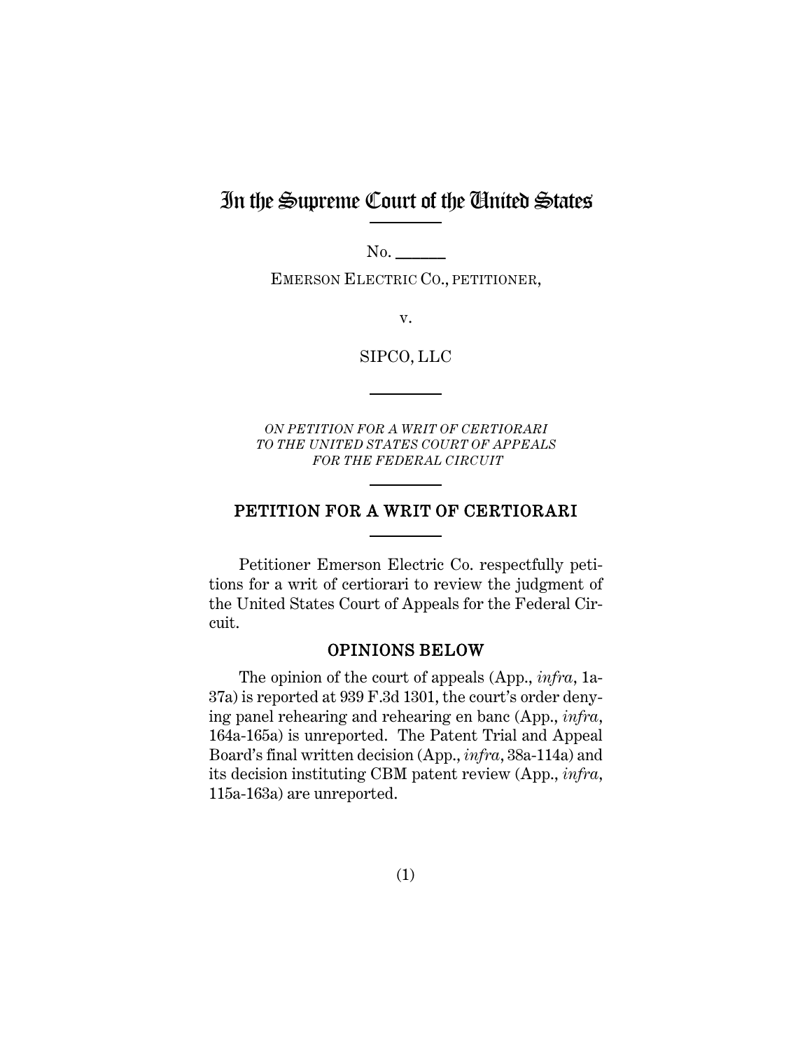# In the Supreme Court of the United States

No. ______

EMERSON ELECTRIC CO., PETITIONER,

v.

SIPCO, LLC

*ON PETITION FOR A WRIT OF CERTIORARI TO THE UNITED STATES COURT OF APPEALS FOR THE FEDERAL CIRCUIT*

## PETITION FOR A WRIT OF CERTIORARI

Petitioner Emerson Electric Co. respectfully petitions for a writ of certiorari to review the judgment of the United States Court of Appeals for the Federal Circuit.

### OPINIONS BELOW

The opinion of the court of appeals (App., *infra*, 1a-37a) is reported at 939 F.3d 1301, the court's order denying panel rehearing and rehearing en banc (App., *infra*, 164a-165a) is unreported. The Patent Trial and Appeal Board's final written decision (App., *infra*, 38a-114a) and its decision instituting CBM patent review (App., *infra*, 115a-163a) are unreported.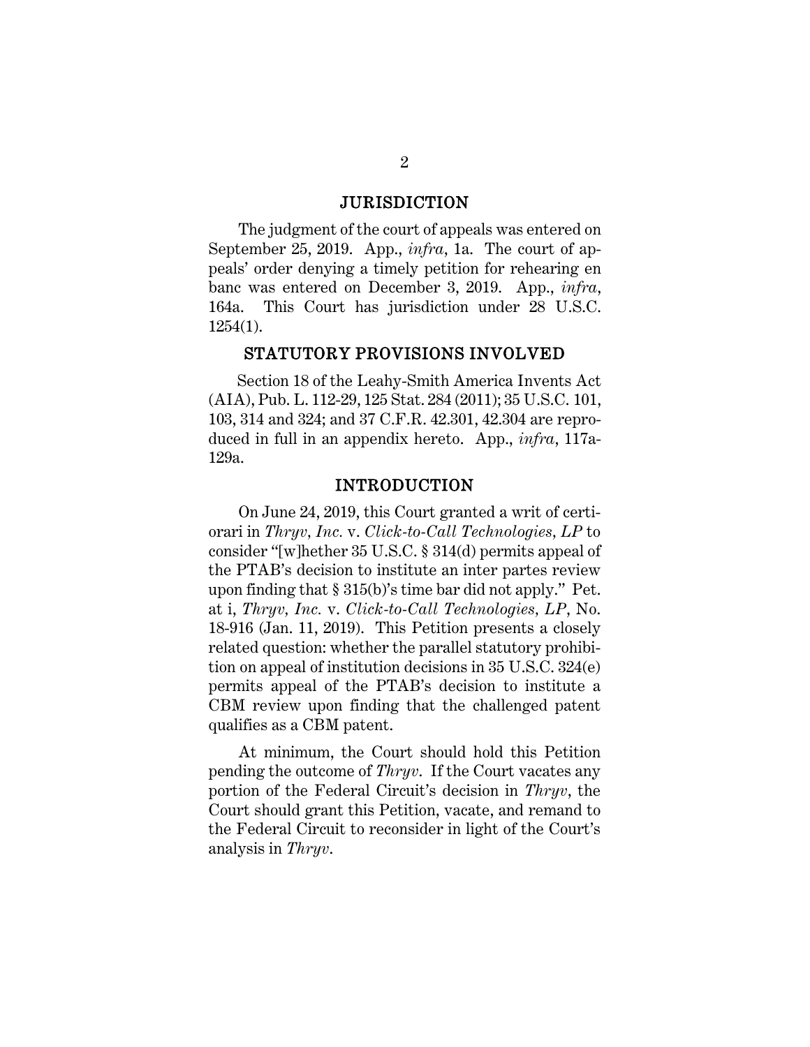## JURISDICTION

The judgment of the court of appeals was entered on September 25, 2019. App., *infra*, 1a. The court of appeals' order denying a timely petition for rehearing en banc was entered on December 3, 2019. App., *infra*, 164a. This Court has jurisdiction under 28 U.S.C. 1254(1).

## STATUTORY PROVISIONS INVOLVED

Section 18 of the Leahy-Smith America Invents Act (AIA), Pub. L. 112-29, 125 Stat. 284 (2011); 35 U.S.C. 101, 103, 314 and 324; and 37 C.F.R. 42.301, 42.304 are reproduced in full in an appendix hereto. App., *infra*, 117a-129a.

## INTRODUCTION

On June 24, 2019, this Court granted a writ of certiorari in *Thryv, Inc.* v. *Click-to-Call Technologies, LP* to consider "[w]hether 35 U.S.C. § 314(d) permits appeal of the PTAB's decision to institute an inter partes review upon finding that § 315(b)'s time bar did not apply." Pet. at i, *Thryv, Inc.* v. *Click-to-Call Technologies, LP*, No. 18-916 (Jan. 11, 2019). This Petition presents a closely related question: whether the parallel statutory prohibition on appeal of institution decisions in 35 U.S.C. 324(e) permits appeal of the PTAB's decision to institute a CBM review upon finding that the challenged patent qualifies as a CBM patent.

At minimum, the Court should hold this Petition pending the outcome of *Thryv*. If the Court vacates any portion of the Federal Circuit's decision in *Thryv*, the Court should grant this Petition, vacate, and remand to the Federal Circuit to reconsider in light of the Court's analysis in *Thryv*.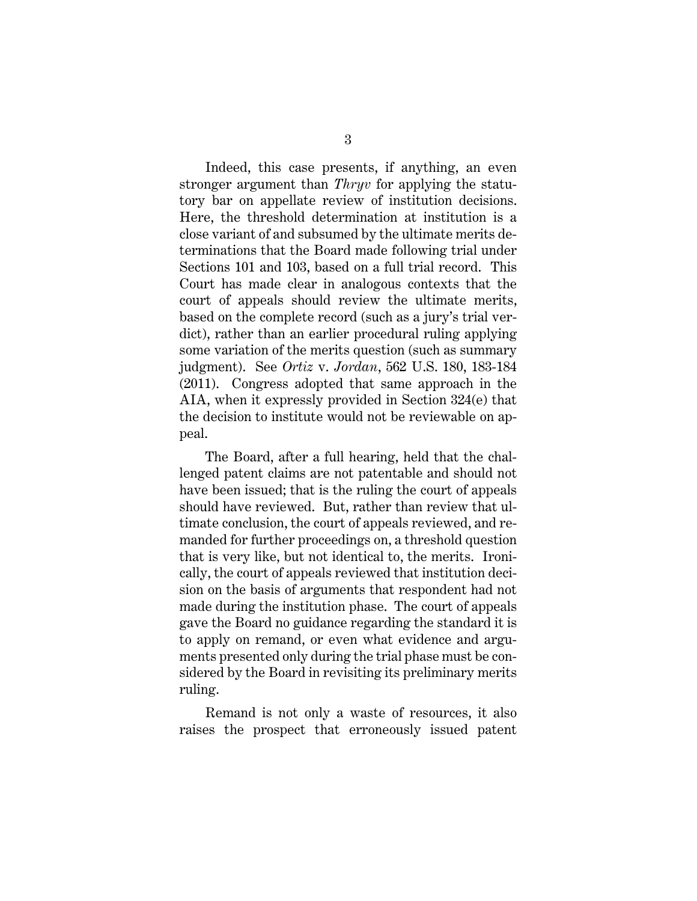Indeed, this case presents, if anything, an even stronger argument than *Thryv* for applying the statutory bar on appellate review of institution decisions. Here, the threshold determination at institution is a close variant of and subsumed by the ultimate merits determinations that the Board made following trial under Sections 101 and 103, based on a full trial record. This Court has made clear in analogous contexts that the court of appeals should review the ultimate merits, based on the complete record (such as a jury's trial verdict), rather than an earlier procedural ruling applying some variation of the merits question (such as summary judgment). See *Ortiz* v. *Jordan*, 562 U.S. 180, 183-184 (2011). Congress adopted that same approach in the AIA, when it expressly provided in Section 324(e) that the decision to institute would not be reviewable on appeal.

The Board, after a full hearing, held that the challenged patent claims are not patentable and should not have been issued; that is the ruling the court of appeals should have reviewed. But, rather than review that ultimate conclusion, the court of appeals reviewed, and remanded for further proceedings on, a threshold question that is very like, but not identical to, the merits. Ironically, the court of appeals reviewed that institution decision on the basis of arguments that respondent had not made during the institution phase. The court of appeals gave the Board no guidance regarding the standard it is to apply on remand, or even what evidence and arguments presented only during the trial phase must be considered by the Board in revisiting its preliminary merits ruling.

Remand is not only a waste of resources, it also raises the prospect that erroneously issued patent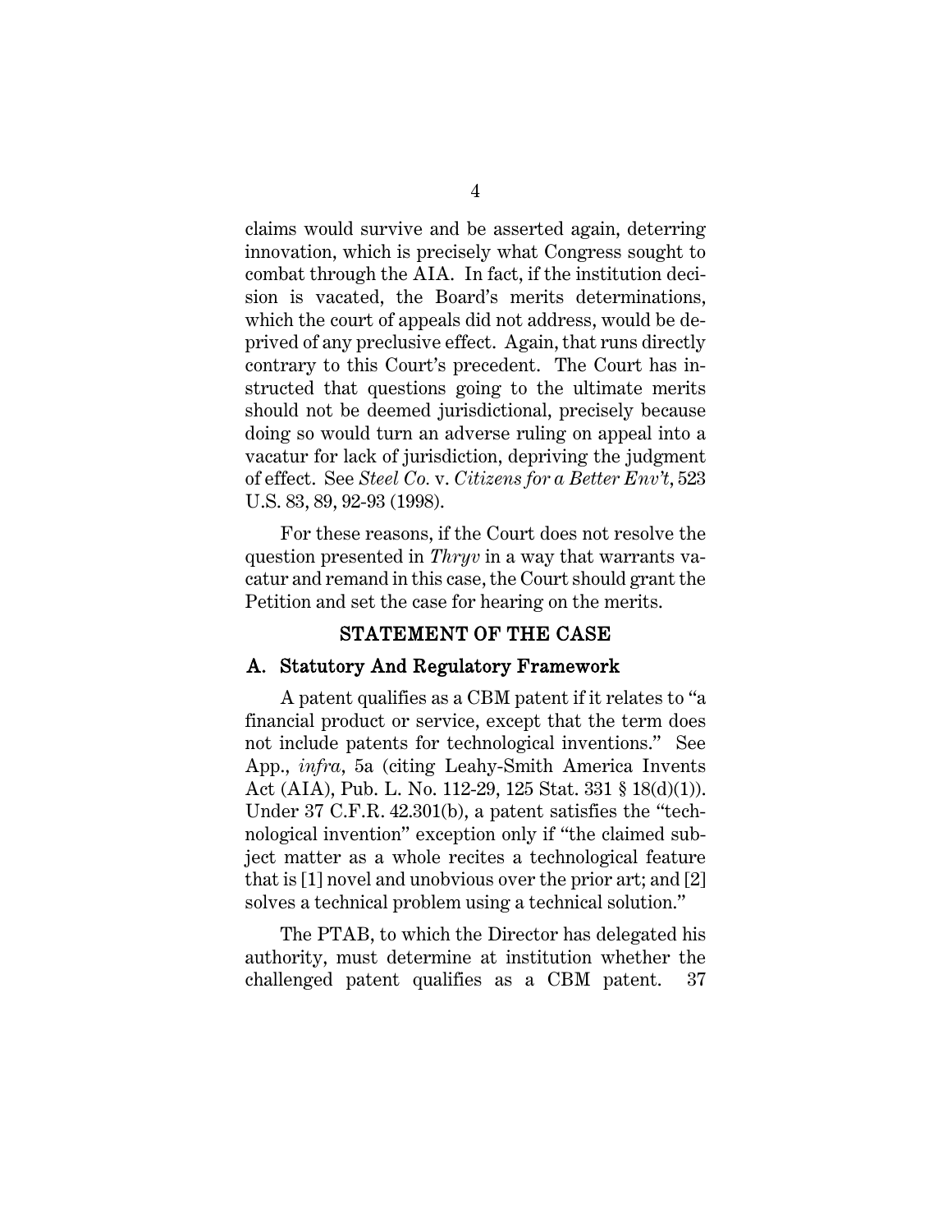claims would survive and be asserted again, deterring innovation, which is precisely what Congress sought to combat through the AIA. In fact, if the institution decision is vacated, the Board's merits determinations, which the court of appeals did not address, would be deprived of any preclusive effect. Again, that runs directly contrary to this Court's precedent. The Court has instructed that questions going to the ultimate merits should not be deemed jurisdictional, precisely because doing so would turn an adverse ruling on appeal into a vacatur for lack of jurisdiction, depriving the judgment of effect. See *Steel Co.* v. *Citizens for a Better Env't*, 523 U.S. 83, 89, 92-93 (1998).

For these reasons, if the Court does not resolve the question presented in *Thryv* in a way that warrants vacatur and remand in this case, the Court should grant the Petition and set the case for hearing on the merits.

## STATEMENT OF THE CASE

### A. Statutory And Regulatory Framework

A patent qualifies as a CBM patent if it relates to "a financial product or service, except that the term does not include patents for technological inventions." See App., *infra*, 5a (citing Leahy-Smith America Invents Act (AIA), Pub. L. No. 112-29, 125 Stat. 331 § 18(d)(1)). Under 37 C.F.R. 42.301(b), a patent satisfies the "technological invention" exception only if "the claimed subject matter as a whole recites a technological feature that is [1] novel and unobvious over the prior art; and [2] solves a technical problem using a technical solution."

The PTAB, to which the Director has delegated his authority, must determine at institution whether the challenged patent qualifies as a CBM patent. 37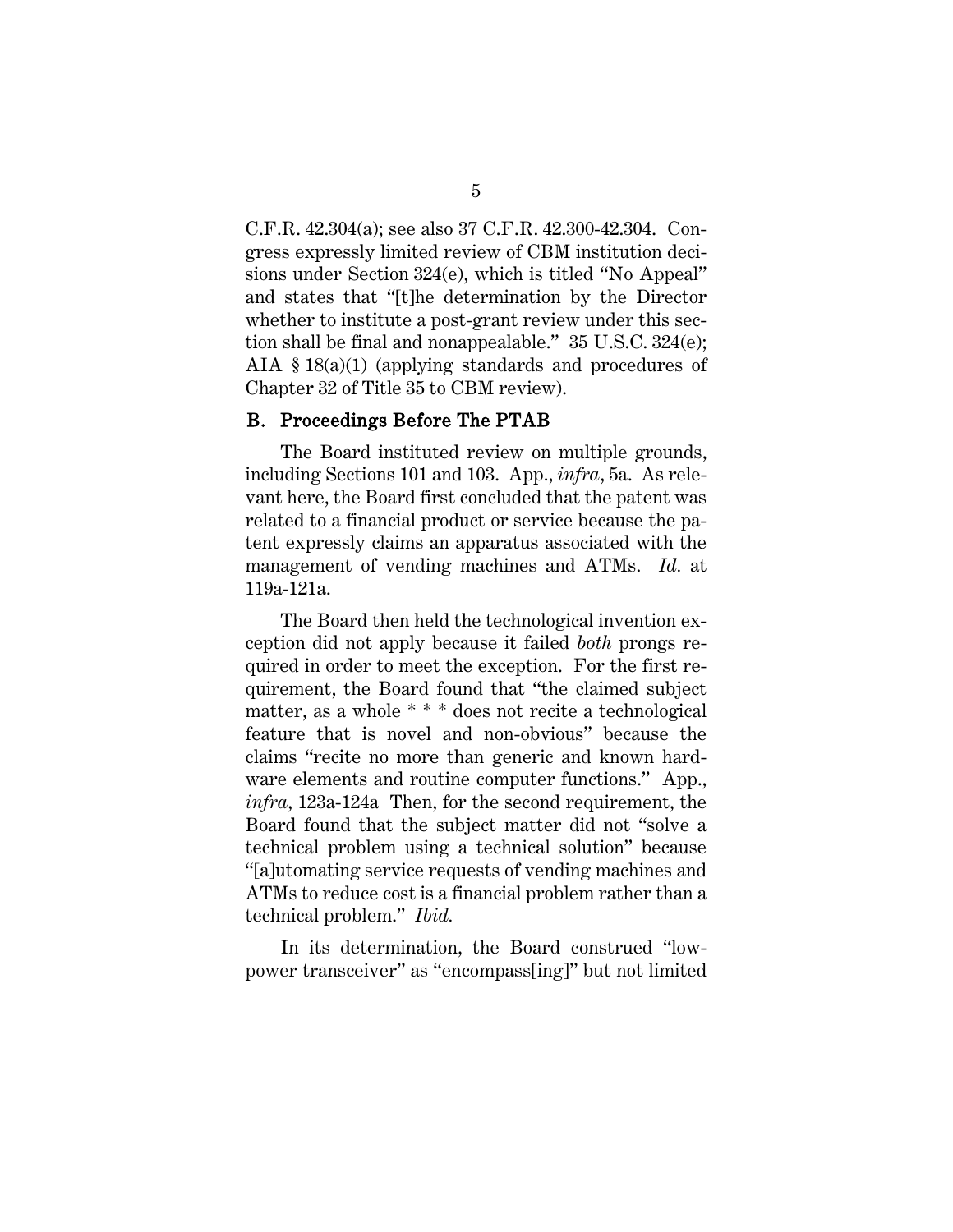C.F.R. 42.304(a); see also 37 C.F.R. 42.300-42.304. Congress expressly limited review of CBM institution decisions under Section 324(e), which is titled "No Appeal" and states that "[t]he determination by the Director whether to institute a post-grant review under this section shall be final and nonappealable." 35 U.S.C. 324(e); AIA § 18(a)(1) (applying standards and procedures of Chapter 32 of Title 35 to CBM review).

## B. Proceedings Before The PTAB

The Board instituted review on multiple grounds, including Sections 101 and 103. App., *infra*, 5a. As relevant here, the Board first concluded that the patent was related to a financial product or service because the patent expressly claims an apparatus associated with the management of vending machines and ATMs. *Id.* at 119a-121a.

The Board then held the technological invention exception did not apply because it failed *both* prongs required in order to meet the exception. For the first requirement, the Board found that "the claimed subject matter, as a whole * * * does not recite a technological feature that is novel and non-obvious" because the claims "recite no more than generic and known hardware elements and routine computer functions." App., *infra*, 123a-124a Then, for the second requirement, the Board found that the subject matter did not "solve a technical problem using a technical solution" because "[a]utomating service requests of vending machines and ATMs to reduce cost is a financial problem rather than a technical problem." *Ibid.*

In its determination, the Board construed "low-power transceiver" as "encompass[ing]" but not limited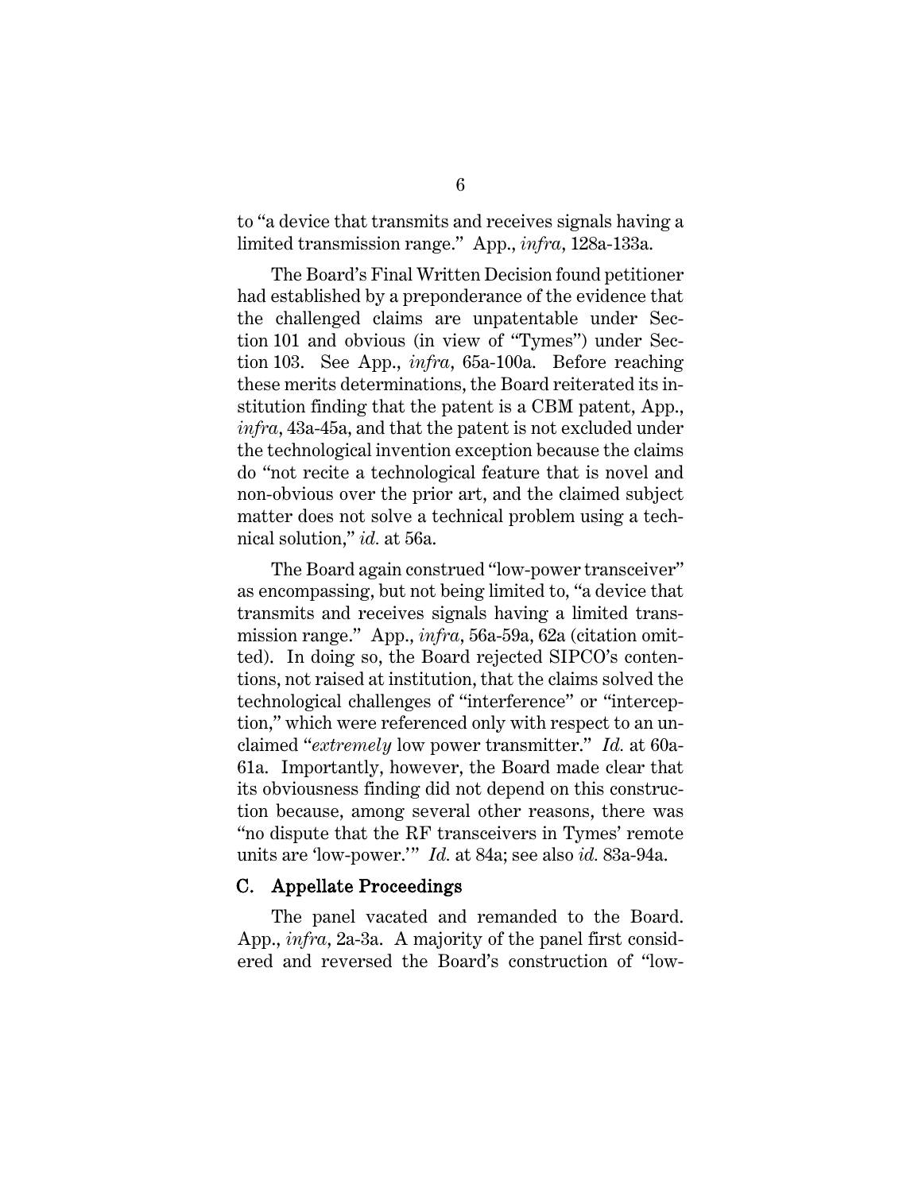to "a device that transmits and receives signals having a limited transmission range." App., *infra*, 128a-133a.

The Board's Final Written Decision found petitioner had established by a preponderance of the evidence that the challenged claims are unpatentable under Section 101 and obvious (in view of "Tymes") under Section 103. See App., *infra*, 65a-100a. Before reaching these merits determinations, the Board reiterated its institution finding that the patent is a CBM patent, App., *infra*, 43a-45a, and that the patent is not excluded under the technological invention exception because the claims do "not recite a technological feature that is novel and non-obvious over the prior art, and the claimed subject matter does not solve a technical problem using a technical solution," *id.* at 56a.

The Board again construed "low-power transceiver" as encompassing, but not being limited to, "a device that transmits and receives signals having a limited transmission range." App., *infra*, 56a-59a, 62a (citation omitted). In doing so, the Board rejected SIPCO's contentions, not raised at institution, that the claims solved the technological challenges of "interference" or "interception," which were referenced only with respect to an unclaimed "*extremely* low power transmitter." *Id.* at 60a-61a. Importantly, however, the Board made clear that its obviousness finding did not depend on this construction because, among several other reasons, there was "no dispute that the RF transceivers in Tymes' remote units are 'low-power.'" *Id.* at 84a; see also *id.* 83a-94a.

### C. Appellate Proceedings

The panel vacated and remanded to the Board. App., *infra*, 2a-3a. A majority of the panel first considered and reversed the Board's construction of "low-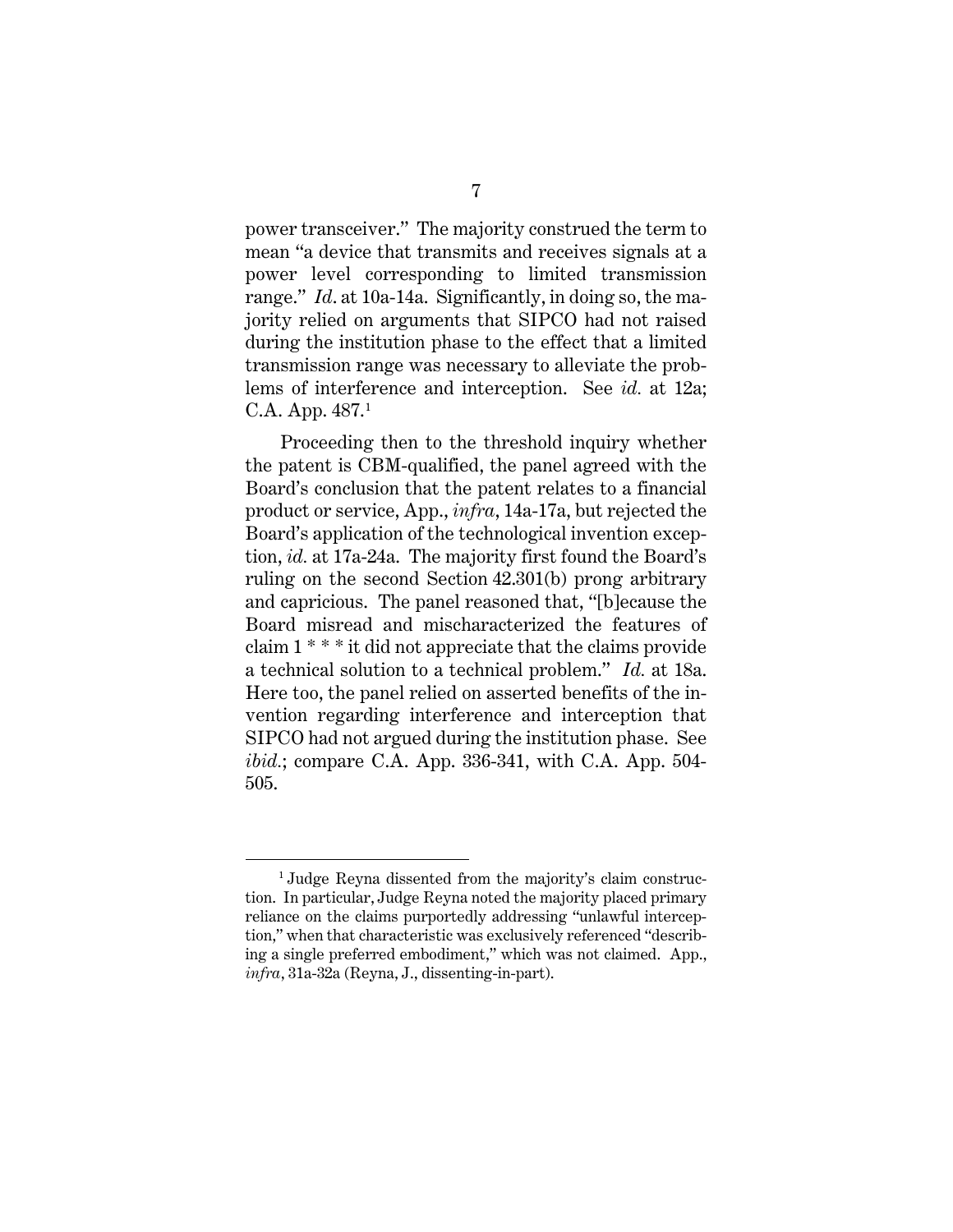power transceiver." The majority construed the term to mean "a device that transmits and receives signals at a power level corresponding to limited transmission range." *Id*. at 10a-14a. Significantly, in doing so, the majority relied on arguments that SIPCO had not raised during the institution phase to the effect that a limited transmission range was necessary to alleviate the problems of interference and interception. See *id.* at 12a; C.A. App. 487.[1]

Proceeding then to the threshold inquiry whether the patent is CBM-qualified, the panel agreed with the Board's conclusion that the patent relates to a financial product or service, App., *infra*, 14a-17a, but rejected the Board's application of the technological invention exception, *id.* at 17a-24a. The majority first found the Board's ruling on the second Section 42.301(b) prong arbitrary and capricious. The panel reasoned that, "[b]ecause the Board misread and mischaracterized the features of claim 1 * * * it did not appreciate that the claims provide a technical solution to a technical problem." *Id.* at 18a. Here too, the panel relied on asserted benefits of the invention regarding interference and interception that SIPCO had not argued during the institution phase. See *ibid.*; compare C.A. App. 336-341, with C.A. App. 504-505.

[1] Judge Reyna dissented from the majority's claim construction. In particular, Judge Reyna noted the majority placed primary reliance on the claims purportedly addressing "unlawful interception," when that characteristic was exclusively referenced "describing a single preferred embodiment," which was not claimed. App., *infra*, 31a-32a (Reyna, J., dissenting-in-part).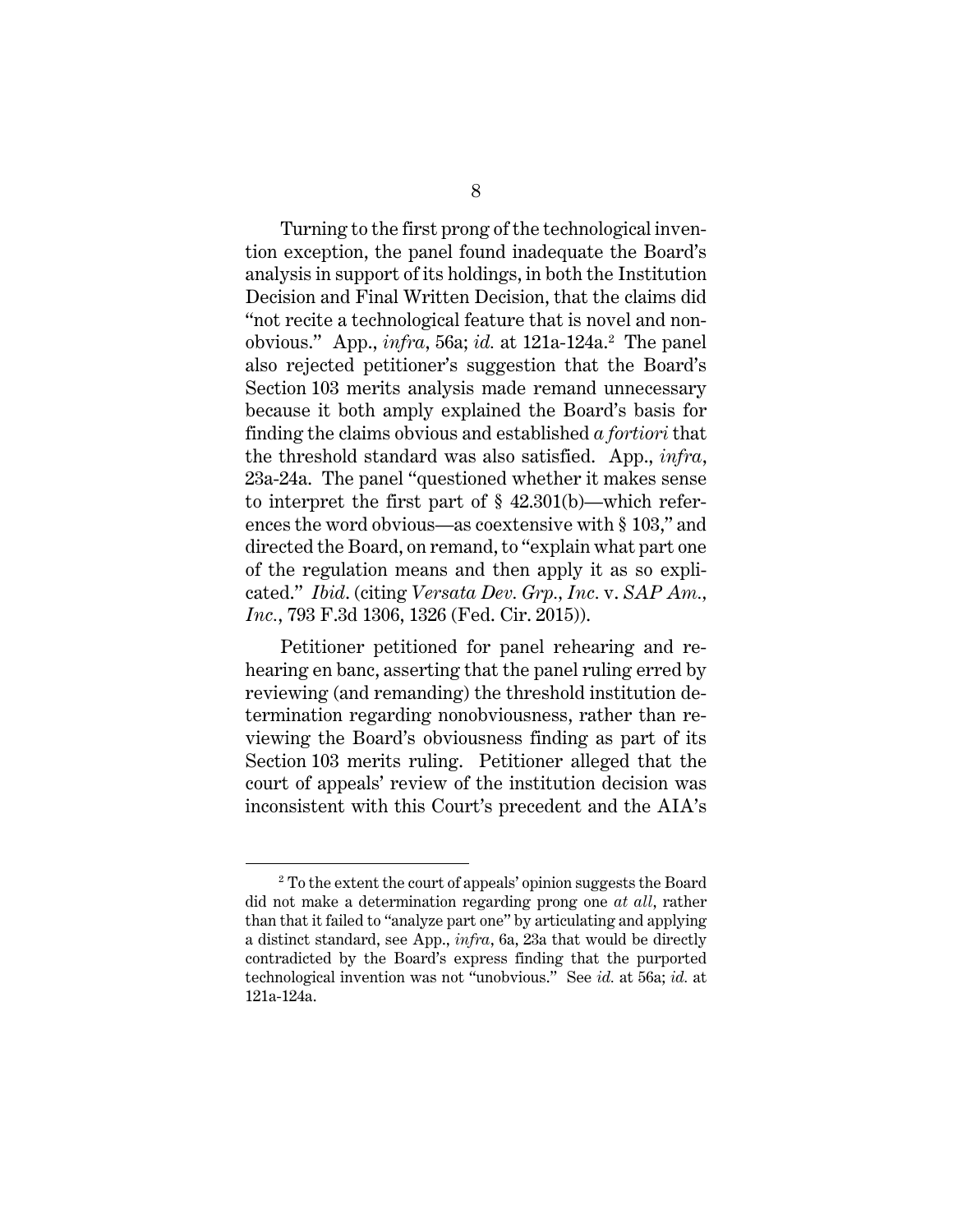Turning to the first prong of the technological invention exception, the panel found inadequate the Board's analysis in support of its holdings, in both the Institution Decision and Final Written Decision, that the claims did "not recite a technological feature that is novel and nonobvious." App., *infra*, 56a; *id.* at 121a-124a.[2] The panel also rejected petitioner's suggestion that the Board's Section 103 merits analysis made remand unnecessary because it both amply explained the Board's basis for finding the claims obvious and established *a fortiori* that the threshold standard was also satisfied. App., *infra*, 23a-24a. The panel "questioned whether it makes sense to interpret the first part of § 42.301(b)—which references the word obvious—as coextensive with § 103," and directed the Board, on remand, to "explain what part one of the regulation means and then apply it as so explicated." *Ibid*. (citing *Versata Dev. Grp., Inc.* v. *SAP Am., Inc.*, 793 F.3d 1306, 1326 (Fed. Cir. 2015)).

Petitioner petitioned for panel rehearing and rehearing en banc, asserting that the panel ruling erred by reviewing (and remanding) the threshold institution determination regarding nonobviousness, rather than reviewing the Board's obviousness finding as part of its Section 103 merits ruling. Petitioner alleged that the court of appeals' review of the institution decision was inconsistent with this Court's precedent and the AIA's

[2] To the extent the court of appeals' opinion suggests the Board did not make a determination regarding prong one *at all*, rather than that it failed to "analyze part one" by articulating and applying a distinct standard, see App., *infra*, 6a, 23a that would be directly contradicted by the Board's express finding that the purported technological invention was not "unobvious." See *id.* at 56a; *id.* at 121a-124a.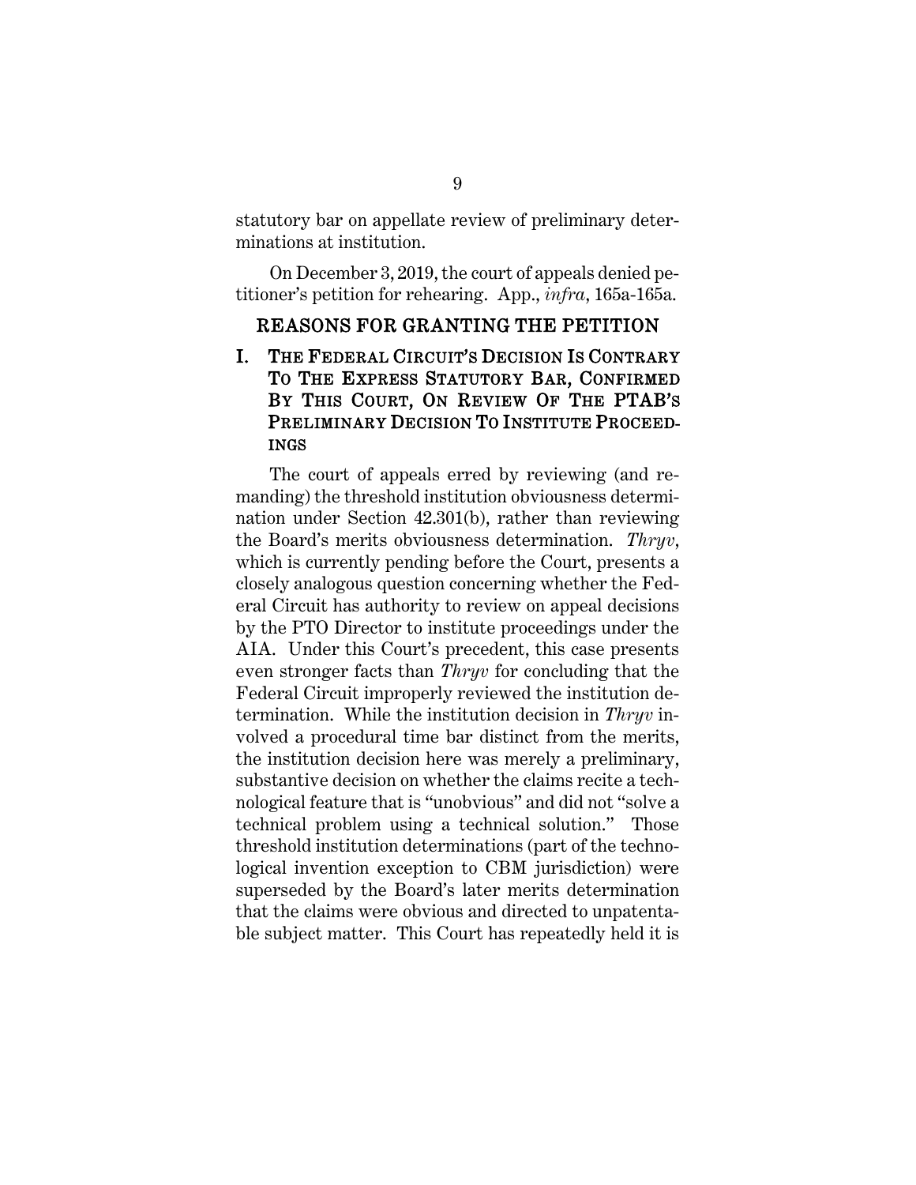statutory bar on appellate review of preliminary determinations at institution.

On December 3, 2019, the court of appeals denied petitioner's petition for rehearing. App., *infra*, 165a-165a.

## REASONS FOR GRANTING THE PETITION

### I. THE FEDERAL CIRCUIT'S DECISION IS CONTRARY TO THE EXPRESS STATUTORY BAR, CONFIRMED BY THIS COURT, ON REVIEW OF THE PTAB'S PRELIMINARY DECISION TO INSTITUTE PROCEEDINGS

The court of appeals erred by reviewing (and remanding) the threshold institution obviousness determination under Section 42.301(b), rather than reviewing the Board's merits obviousness determination. *Thryv*, which is currently pending before the Court, presents a closely analogous question concerning whether the Federal Circuit has authority to review on appeal decisions by the PTO Director to institute proceedings under the AIA. Under this Court's precedent, this case presents even stronger facts than *Thryv* for concluding that the Federal Circuit improperly reviewed the institution determination. While the institution decision in *Thryv* involved a procedural time bar distinct from the merits, the institution decision here was merely a preliminary, substantive decision on whether the claims recite a technological feature that is "unobvious" and did not "solve a technical problem using a technical solution." Those threshold institution determinations (part of the technological invention exception to CBM jurisdiction) were superseded by the Board's later merits determination that the claims were obvious and directed to unpatentable subject matter. This Court has repeatedly held it is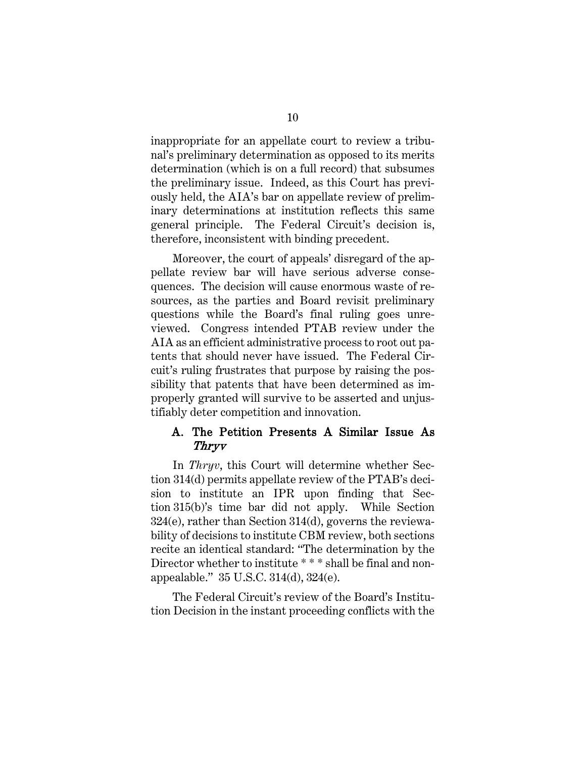inappropriate for an appellate court to review a tribunal's preliminary determination as opposed to its merits determination (which is on a full record) that subsumes the preliminary issue. Indeed, as this Court has previously held, the AIA's bar on appellate review of preliminary determinations at institution reflects this same general principle. The Federal Circuit's decision is, therefore, inconsistent with binding precedent.

Moreover, the court of appeals' disregard of the appellate review bar will have serious adverse consequences. The decision will cause enormous waste of resources, as the parties and Board revisit preliminary questions while the Board's final ruling goes unreviewed. Congress intended PTAB review under the AIA as an efficient administrative process to root out patents that should never have issued. The Federal Circuit's ruling frustrates that purpose by raising the possibility that patents that have been determined as improperly granted will survive to be asserted and unjustifiably deter competition and innovation.

### A. The Petition Presents A Similar Issue As *Thryv*

In *Thryv*, this Court will determine whether Section 314(d) permits appellate review of the PTAB's decision to institute an IPR upon finding that Section 315(b)'s time bar did not apply. While Section 324(e), rather than Section 314(d), governs the reviewability of decisions to institute CBM review, both sections recite an identical standard: "The determination by the Director whether to institute * * * shall be final and nonappealable." 35 U.S.C. 314(d), 324(e).

The Federal Circuit's review of the Board's Institution Decision in the instant proceeding conflicts with the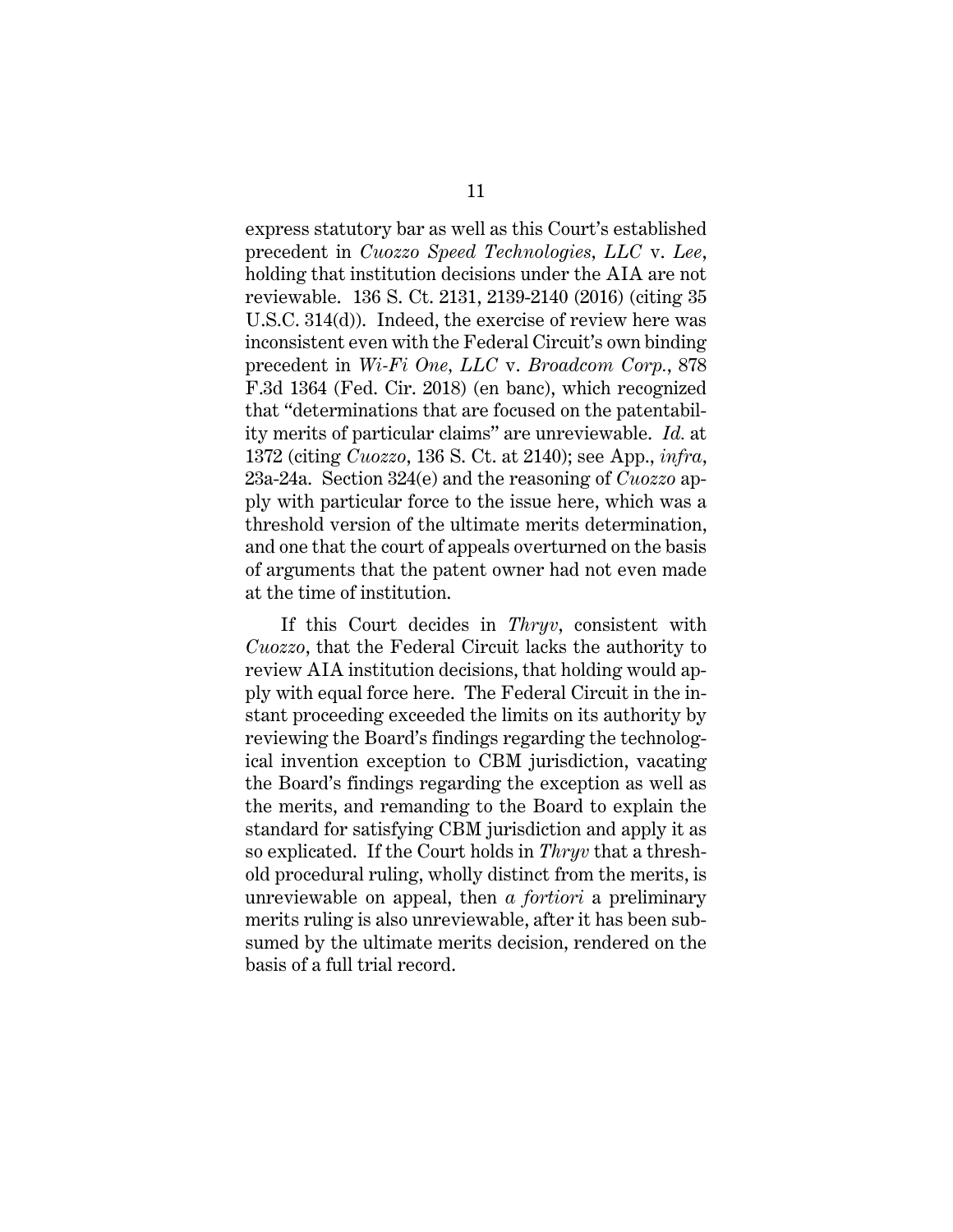express statutory bar as well as this Court's established precedent in *Cuozzo Speed Technologies, LLC* v. *Lee*, holding that institution decisions under the AIA are not reviewable. 136 S. Ct. 2131, 2139-2140 (2016) (citing 35 U.S.C. 314(d)). Indeed, the exercise of review here was inconsistent even with the Federal Circuit's own binding precedent in *Wi-Fi One, LLC* v. *Broadcom Corp.*, 878 F.3d 1364 (Fed. Cir. 2018) (en banc), which recognized that "determinations that are focused on the patentability merits of particular claims" are unreviewable. *Id.* at 1372 (citing *Cuozzo*, 136 S. Ct. at 2140); see App., *infra*, 23a-24a. Section 324(e) and the reasoning of *Cuozzo* apply with particular force to the issue here, which was a threshold version of the ultimate merits determination, and one that the court of appeals overturned on the basis of arguments that the patent owner had not even made at the time of institution.

If this Court decides in *Thryv*, consistent with *Cuozzo*, that the Federal Circuit lacks the authority to review AIA institution decisions, that holding would apply with equal force here. The Federal Circuit in the instant proceeding exceeded the limits on its authority by reviewing the Board's findings regarding the technological invention exception to CBM jurisdiction, vacating the Board's findings regarding the exception as well as the merits, and remanding to the Board to explain the standard for satisfying CBM jurisdiction and apply it as so explicated. If the Court holds in *Thryv* that a threshold procedural ruling, wholly distinct from the merits, is unreviewable on appeal, then *a fortiori* a preliminary merits ruling is also unreviewable, after it has been subsumed by the ultimate merits decision, rendered on the basis of a full trial record.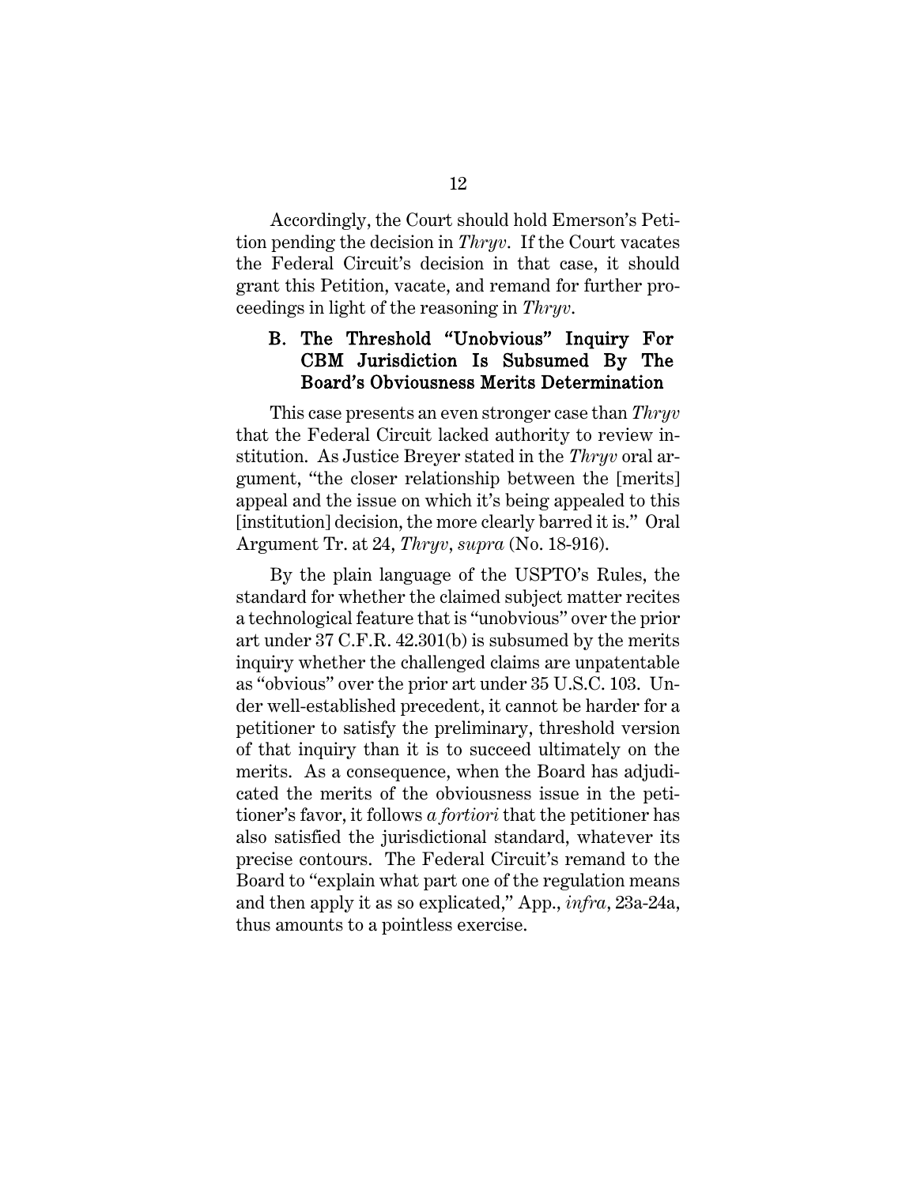Accordingly, the Court should hold Emerson's Petition pending the decision in *Thryv*. If the Court vacates the Federal Circuit's decision in that case, it should grant this Petition, vacate, and remand for further proceedings in light of the reasoning in *Thryv*.

### B. The Threshold "Unobvious" Inquiry For CBM Jurisdiction Is Subsumed By The Board's Obviousness Merits Determination

This case presents an even stronger case than *Thryv* that the Federal Circuit lacked authority to review institution. As Justice Breyer stated in the *Thryv* oral argument, "the closer relationship between the [merits] appeal and the issue on which it's being appealed to this [institution] decision, the more clearly barred it is." Oral Argument Tr. at 24, *Thryv*, *supra* (No. 18-916).

By the plain language of the USPTO's Rules, the standard for whether the claimed subject matter recites a technological feature that is "unobvious" over the prior art under 37 C.F.R. 42.301(b) is subsumed by the merits inquiry whether the challenged claims are unpatentable as "obvious" over the prior art under 35 U.S.C. 103. Under well-established precedent, it cannot be harder for a petitioner to satisfy the preliminary, threshold version of that inquiry than it is to succeed ultimately on the merits. As a consequence, when the Board has adjudicated the merits of the obviousness issue in the petitioner's favor, it follows *a fortiori* that the petitioner has also satisfied the jurisdictional standard, whatever its precise contours. The Federal Circuit's remand to the Board to "explain what part one of the regulation means and then apply it as so explicated," App., *infra*, 23a-24a, thus amounts to a pointless exercise.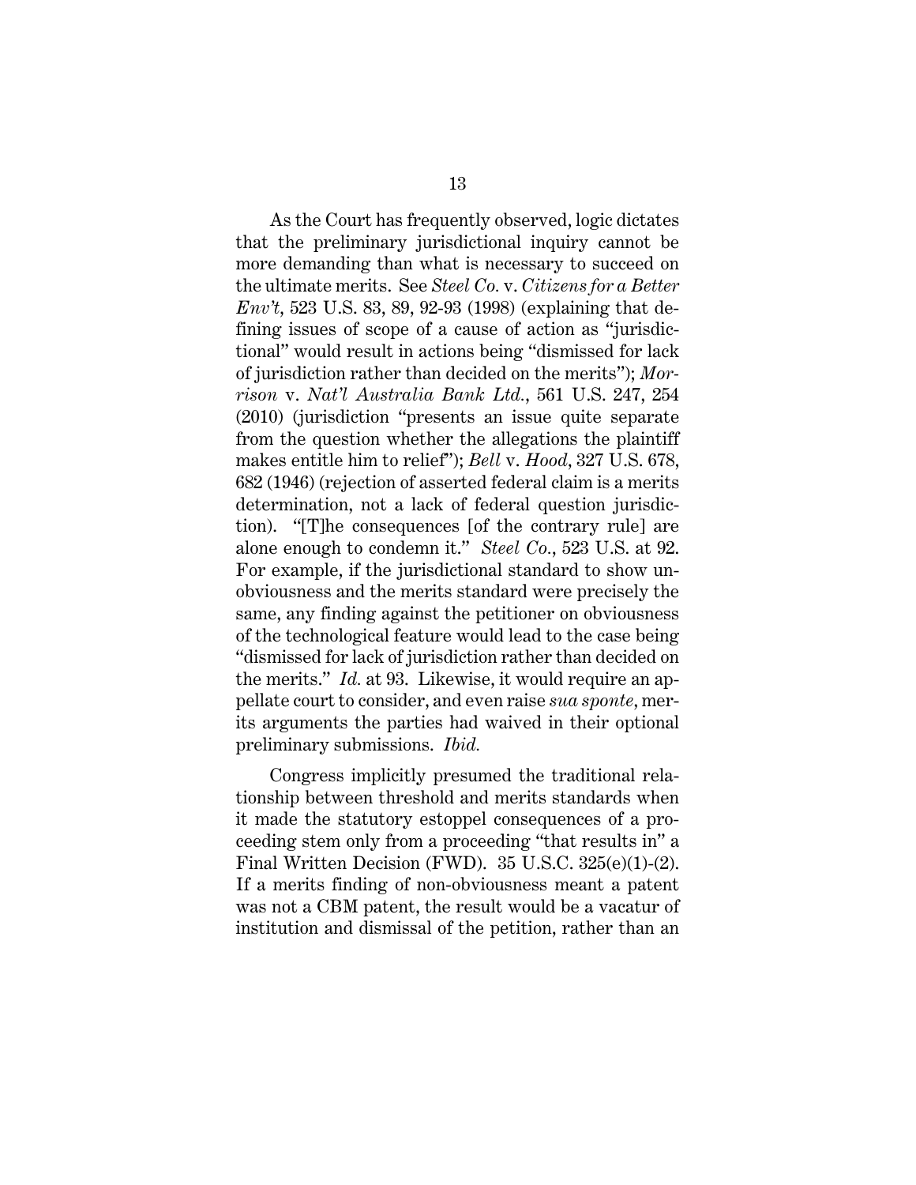As the Court has frequently observed, logic dictates that the preliminary jurisdictional inquiry cannot be more demanding than what is necessary to succeed on the ultimate merits. See *Steel Co.* v. *Citizens for a Better Env't*, 523 U.S. 83, 89, 92-93 (1998) (explaining that defining issues of scope of a cause of action as "jurisdictional" would result in actions being "dismissed for lack of jurisdiction rather than decided on the merits"); *Morrison* v. *Nat'l Australia Bank Ltd.*, 561 U.S. 247, 254 (2010) (jurisdiction "presents an issue quite separate from the question whether the allegations the plaintiff makes entitle him to relief"); *Bell* v. *Hood*, 327 U.S. 678, 682 (1946) (rejection of asserted federal claim is a merits determination, not a lack of federal question jurisdiction). "[T]he consequences [of the contrary rule] are alone enough to condemn it." *Steel Co.*, 523 U.S. at 92. For example, if the jurisdictional standard to show unobviousness and the merits standard were precisely the same, any finding against the petitioner on obviousness of the technological feature would lead to the case being "dismissed for lack of jurisdiction rather than decided on the merits." *Id.* at 93. Likewise, it would require an appellate court to consider, and even raise *sua sponte*, merits arguments the parties had waived in their optional preliminary submissions. *Ibid.*

Congress implicitly presumed the traditional relationship between threshold and merits standards when it made the statutory estoppel consequences of a proceeding stem only from a proceeding "that results in" a Final Written Decision (FWD). 35 U.S.C. 325(e)(1)-(2). If a merits finding of non-obviousness meant a patent was not a CBM patent, the result would be a vacatur of institution and dismissal of the petition, rather than an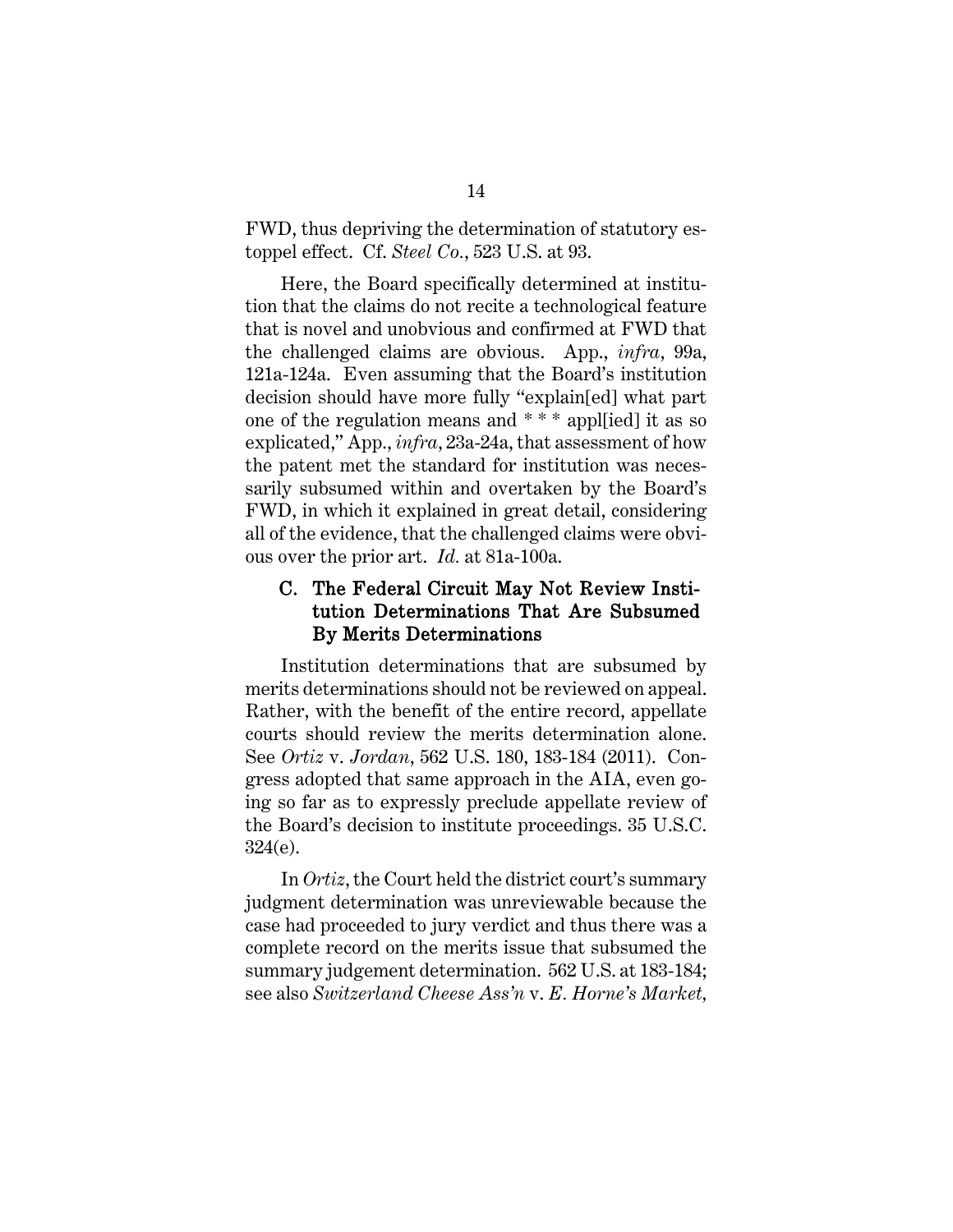FWD, thus depriving the determination of statutory estoppel effect. Cf. *Steel Co.*, 523 U.S. at 93.

Here, the Board specifically determined at institution that the claims do not recite a technological feature that is novel and unobvious and confirmed at FWD that the challenged claims are obvious. App., *infra*, 99a, 121a-124a. Even assuming that the Board's institution decision should have more fully "explain[ed] what part one of the regulation means and * * * appl[ied] it as so explicated," App., *infra*, 23a-24a, that assessment of how the patent met the standard for institution was necessarily subsumed within and overtaken by the Board's FWD, in which it explained in great detail, considering all of the evidence, that the challenged claims were obvious over the prior art. *Id.* at 81a-100a.

### C. The Federal Circuit May Not Review Institution Determinations That Are Subsumed By Merits Determinations

Institution determinations that are subsumed by merits determinations should not be reviewed on appeal. Rather, with the benefit of the entire record, appellate courts should review the merits determination alone. See *Ortiz* v. *Jordan*, 562 U.S. 180, 183-184 (2011). Congress adopted that same approach in the AIA, even going so far as to expressly preclude appellate review of the Board's decision to institute proceedings. 35 U.S.C. 324(e).

In *Ortiz*, the Court held the district court's summary judgment determination was unreviewable because the case had proceeded to jury verdict and thus there was a complete record on the merits issue that subsumed the summary judgement determination. 562 U.S. at 183-184; see also *Switzerland Cheese Ass'n* v. *E. Horne's Market*,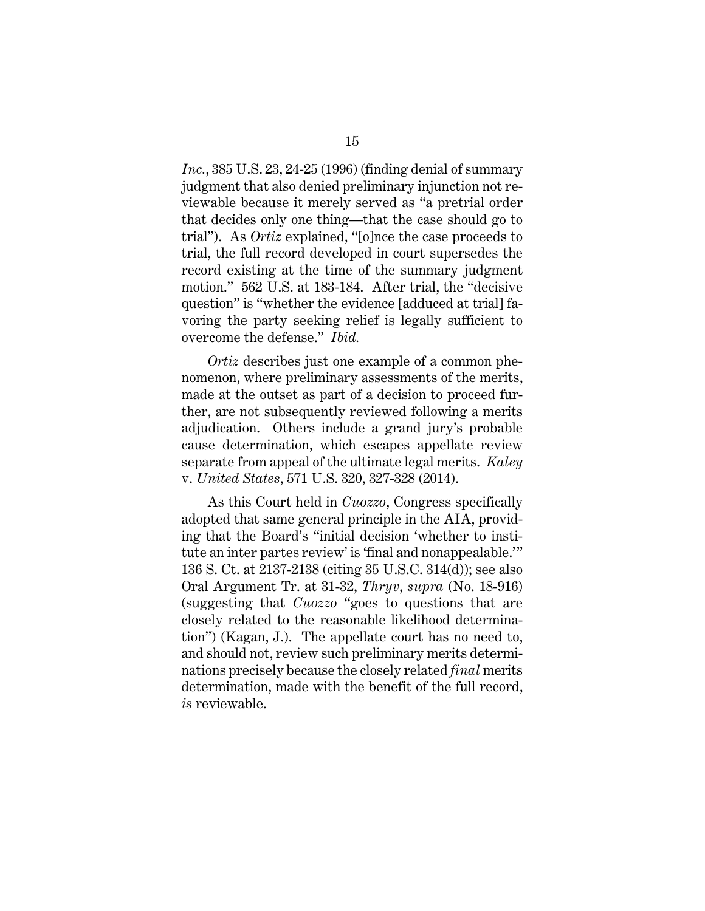*Inc.*, 385 U.S. 23, 24-25 (1996) (finding denial of summary judgment that also denied preliminary injunction not reviewable because it merely served as "a pretrial order that decides only one thing—that the case should go to trial"). As *Ortiz* explained, "[o]nce the case proceeds to trial, the full record developed in court supersedes the record existing at the time of the summary judgment motion." 562 U.S. at 183-184. After trial, the "decisive question" is "whether the evidence [adduced at trial] favoring the party seeking relief is legally sufficient to overcome the defense." *Ibid.*

*Ortiz* describes just one example of a common phenomenon, where preliminary assessments of the merits, made at the outset as part of a decision to proceed further, are not subsequently reviewed following a merits adjudication. Others include a grand jury's probable cause determination, which escapes appellate review separate from appeal of the ultimate legal merits. *Kaley* v. *United States*, 571 U.S. 320, 327-328 (2014).

As this Court held in *Cuozzo*, Congress specifically adopted that same general principle in the AIA, providing that the Board's "initial decision 'whether to institute an inter partes review' is 'final and nonappealable.'" 136 S. Ct. at 2137-2138 (citing 35 U.S.C. 314(d)); see also Oral Argument Tr. at 31-32, *Thryv*, *supra* (No. 18-916) (suggesting that *Cuozzo* "goes to questions that are closely related to the reasonable likelihood determination") (Kagan, J.). The appellate court has no need to, and should not, review such preliminary merits determinations precisely because the closely related *final* merits determination, made with the benefit of the full record, *is* reviewable.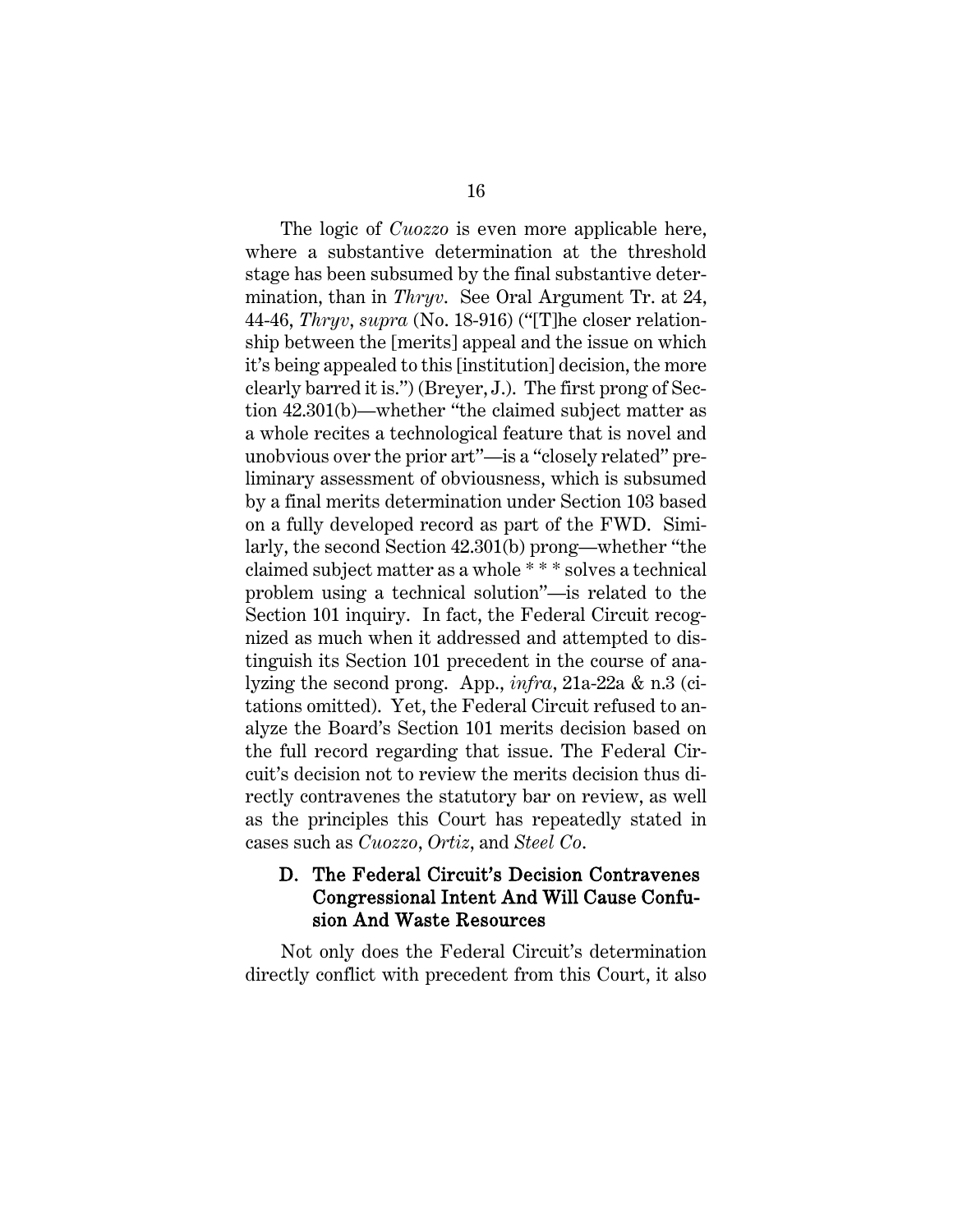The logic of *Cuozzo* is even more applicable here, where a substantive determination at the threshold stage has been subsumed by the final substantive determination, than in *Thryv*. See Oral Argument Tr. at 24, 44-46, *Thryv*, *supra* (No. 18-916) ("[T]he closer relationship between the [merits] appeal and the issue on which it's being appealed to this [institution] decision, the more clearly barred it is.") (Breyer, J.). The first prong of Section 42.301(b)—whether "the claimed subject matter as a whole recites a technological feature that is novel and unobvious over the prior art"—is a "closely related" preliminary assessment of obviousness, which is subsumed by a final merits determination under Section 103 based on a fully developed record as part of the FWD. Similarly, the second Section 42.301(b) prong—whether "the claimed subject matter as a whole * * * solves a technical problem using a technical solution"—is related to the Section 101 inquiry. In fact, the Federal Circuit recognized as much when it addressed and attempted to distinguish its Section 101 precedent in the course of analyzing the second prong. App., *infra*, 21a-22a & n.3 (citations omitted). Yet, the Federal Circuit refused to analyze the Board's Section 101 merits decision based on the full record regarding that issue. The Federal Circuit's decision not to review the merits decision thus directly contravenes the statutory bar on review, as well as the principles this Court has repeatedly stated in cases such as *Cuozzo*, *Ortiz*, and *Steel Co*.

### D. The Federal Circuit's Decision Contravenes Congressional Intent And Will Cause Confusion And Waste Resources

Not only does the Federal Circuit's determination directly conflict with precedent from this Court, it also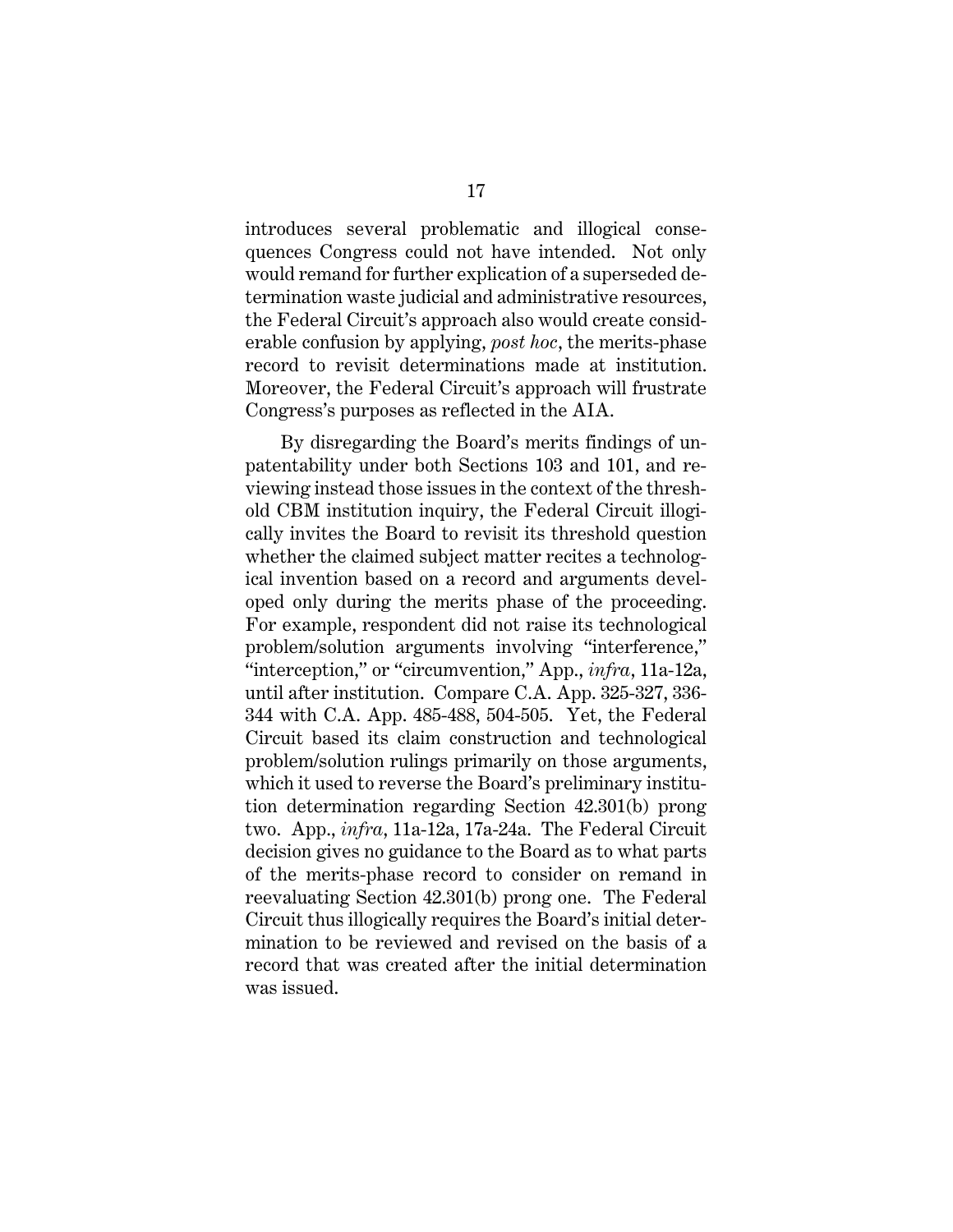introduces several problematic and illogical consequences Congress could not have intended. Not only would remand for further explication of a superseded determination waste judicial and administrative resources, the Federal Circuit's approach also would create considerable confusion by applying, *post hoc*, the merits-phase record to revisit determinations made at institution. Moreover, the Federal Circuit's approach will frustrate Congress's purposes as reflected in the AIA.

By disregarding the Board's merits findings of unpatentability under both Sections 103 and 101, and reviewing instead those issues in the context of the threshold CBM institution inquiry, the Federal Circuit illogically invites the Board to revisit its threshold question whether the claimed subject matter recites a technological invention based on a record and arguments developed only during the merits phase of the proceeding. For example, respondent did not raise its technological problem/solution arguments involving "interference," "interception," or "circumvention," App., *infra*, 11a-12a, until after institution. Compare C.A. App. 325-327, 336-344 with C.A. App. 485-488, 504-505. Yet, the Federal Circuit based its claim construction and technological problem/solution rulings primarily on those arguments, which it used to reverse the Board's preliminary institution determination regarding Section 42.301(b) prong two. App., *infra*, 11a-12a, 17a-24a. The Federal Circuit decision gives no guidance to the Board as to what parts of the merits-phase record to consider on remand in reevaluating Section 42.301(b) prong one. The Federal Circuit thus illogically requires the Board's initial determination to be reviewed and revised on the basis of a record that was created after the initial determination was issued.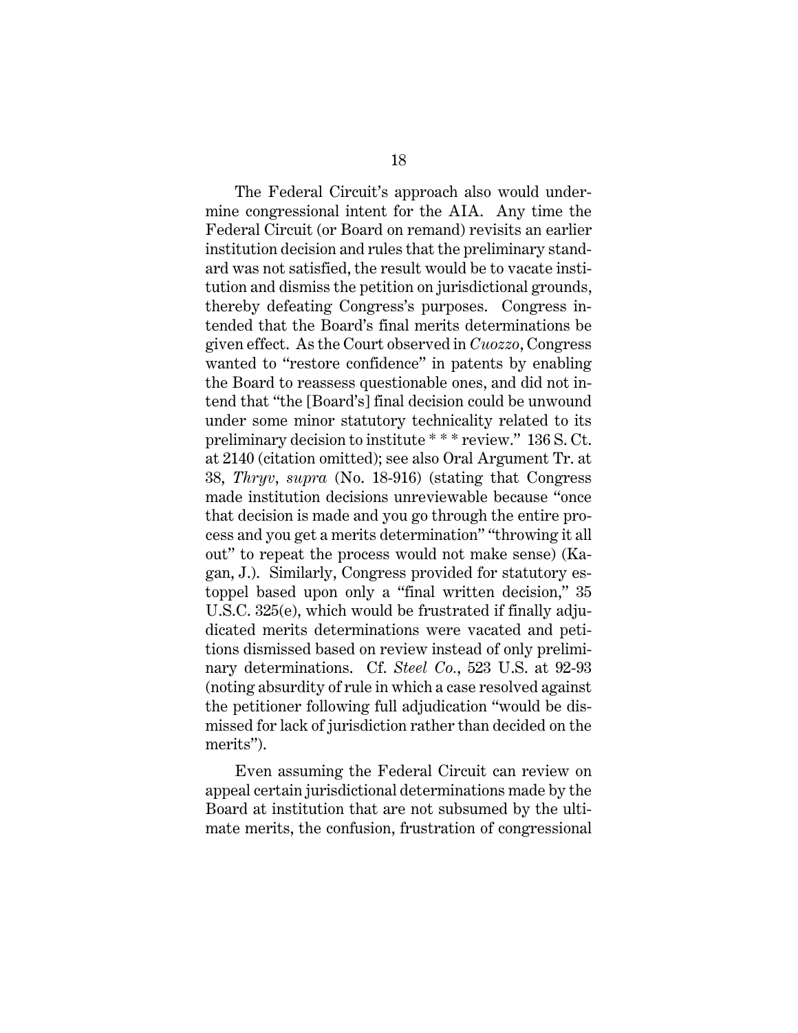The Federal Circuit's approach also would undermine congressional intent for the AIA. Any time the Federal Circuit (or Board on remand) revisits an earlier institution decision and rules that the preliminary standard was not satisfied, the result would be to vacate institution and dismiss the petition on jurisdictional grounds, thereby defeating Congress's purposes. Congress intended that the Board's final merits determinations be given effect. As the Court observed in *Cuozzo*, Congress wanted to "restore confidence" in patents by enabling the Board to reassess questionable ones, and did not intend that "the [Board's] final decision could be unwound under some minor statutory technicality related to its preliminary decision to institute * * * review." 136 S. Ct. at 2140 (citation omitted); see also Oral Argument Tr. at 38, *Thryv*, *supra* (No. 18-916) (stating that Congress made institution decisions unreviewable because "once that decision is made and you go through the entire process and you get a merits determination" "throwing it all out" to repeat the process would not make sense) (Kagan, J.). Similarly, Congress provided for statutory estoppel based upon only a "final written decision," 35 U.S.C. 325(e), which would be frustrated if finally adjudicated merits determinations were vacated and petitions dismissed based on review instead of only preliminary determinations. Cf. *Steel Co.*, 523 U.S. at 92-93 (noting absurdity of rule in which a case resolved against the petitioner following full adjudication "would be dismissed for lack of jurisdiction rather than decided on the merits").

Even assuming the Federal Circuit can review on appeal certain jurisdictional determinations made by the Board at institution that are not subsumed by the ultimate merits, the confusion, frustration of congressional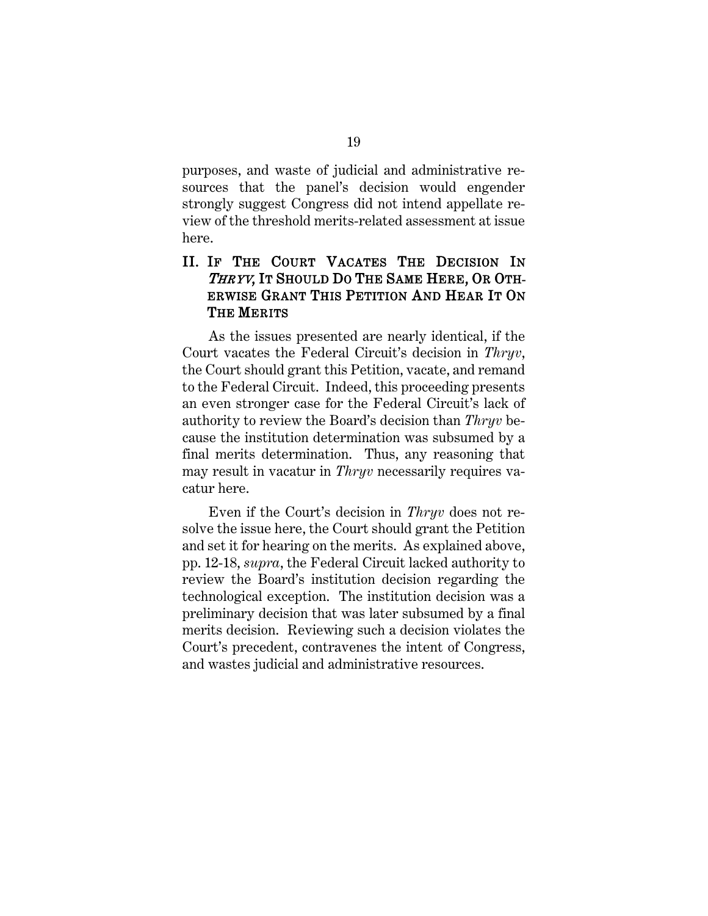purposes, and waste of judicial and administrative resources that the panel's decision would engender strongly suggest Congress did not intend appellate review of the threshold merits-related assessment at issue here.

## II. IF THE COURT VACATES THE DECISION IN *THRYV*, IT SHOULD DO THE SAME HERE, OR OTHERWISE GRANT THIS PETITION AND HEAR IT ON THE MERITS

As the issues presented are nearly identical, if the Court vacates the Federal Circuit's decision in *Thryv*, the Court should grant this Petition, vacate, and remand to the Federal Circuit. Indeed, this proceeding presents an even stronger case for the Federal Circuit's lack of authority to review the Board's decision than *Thryv* because the institution determination was subsumed by a final merits determination. Thus, any reasoning that may result in vacatur in *Thryv* necessarily requires vacatur here.

Even if the Court's decision in *Thryv* does not resolve the issue here, the Court should grant the Petition and set it for hearing on the merits. As explained above, pp. 12-18, *supra*, the Federal Circuit lacked authority to review the Board's institution decision regarding the technological exception. The institution decision was a preliminary decision that was later subsumed by a final merits decision. Reviewing such a decision violates the Court's precedent, contravenes the intent of Congress, and wastes judicial and administrative resources.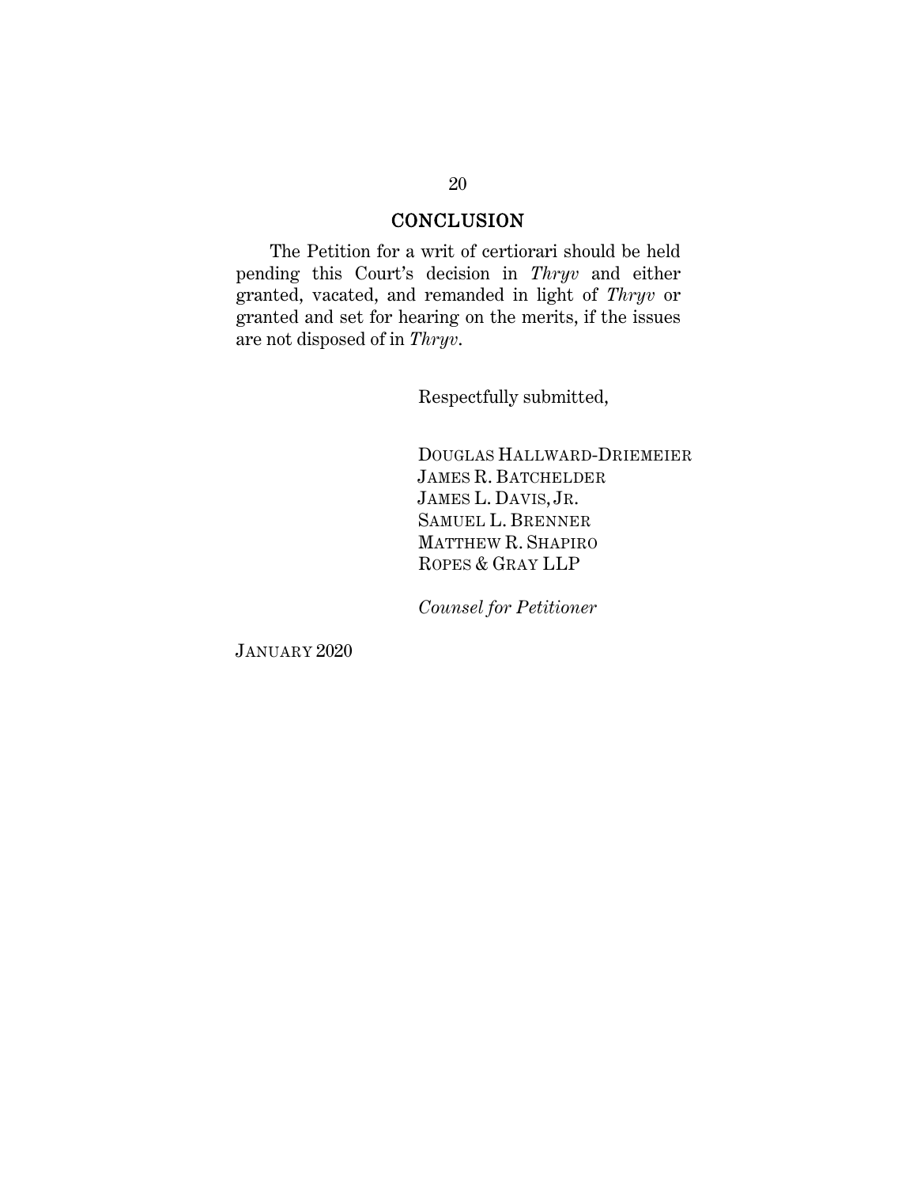## CONCLUSION

The Petition for a writ of certiorari should be held pending this Court's decision in *Thryv* and either granted, vacated, and remanded in light of *Thryv* or granted and set for hearing on the merits, if the issues are not disposed of in *Thryv*.

Respectfully submitted,

DOUGLAS HALLWARD-DRIEMEIER
JAMES R. BATCHELDER
JAMES L. DAVIS, JR.
SAMUEL L. BRENNER
MATTHEW R. SHAPIRO
ROPES & GRAY LLP

*Counsel for Petitioner*

JANUARY 2020